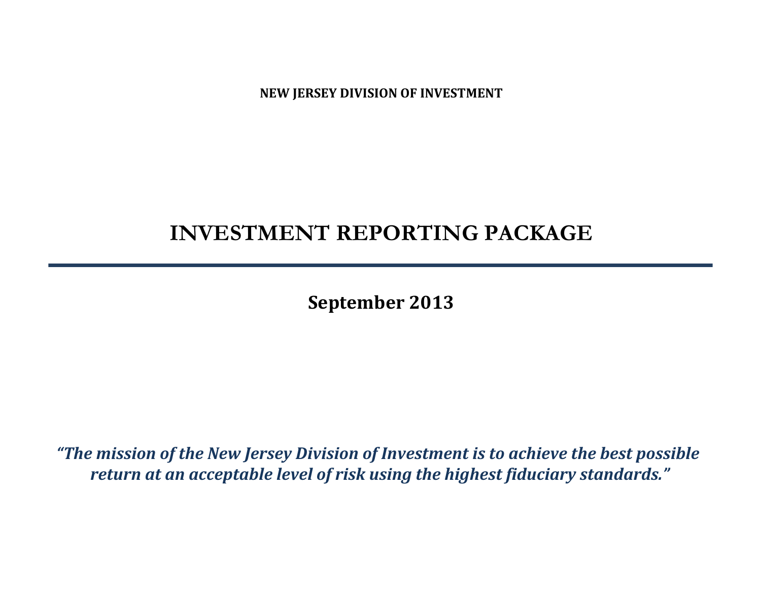**NEW JERSEY DIVISION OF INVESTMENT**

# INVESTMENT REPORTING PACKAGE

---

**September 2013**

***"The mission of the New Jersey Division of Investment is to achieve the best possible return at an acceptable level of risk using the highest fiduciary standards."***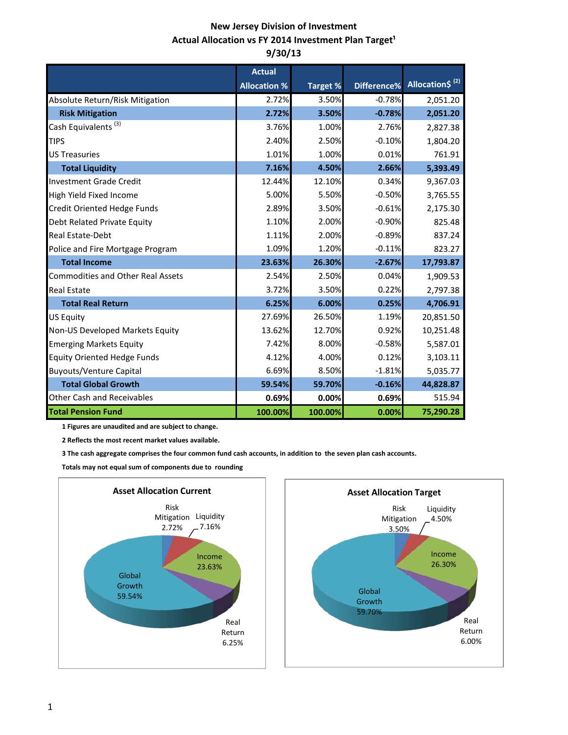# New Jersey Division of Investment
## Actual Allocation vs FY 2014 Investment Plan Target[1]
## 9/30/13

| | Actual Allocation % | Target % | Difference% | Allocation$ [2] |
|---|---|---|---|---|
| Absolute Return/Risk Mitigation | 2.72% | 3.50% | -0.78% | 2,051.20 |
| **Risk Mitigation** | **2.72%** | **3.50%** | **-0.78%** | **2,051.20** |
| Cash Equivalents [3] | 3.76% | 1.00% | 2.76% | 2,827.38 |
| TIPS | 2.40% | 2.50% | -0.10% | 1,804.20 |
| US Treasuries | 1.01% | 1.00% | 0.01% | 761.91 |
| **Total Liquidity** | **7.16%** | **4.50%** | **2.66%** | **5,393.49** |
| Investment Grade Credit | 12.44% | 12.10% | 0.34% | 9,367.03 |
| High Yield Fixed Income | 5.00% | 5.50% | -0.50% | 3,765.55 |
| Credit Oriented Hedge Funds | 2.89% | 3.50% | -0.61% | 2,175.30 |
| Debt Related Private Equity | 1.10% | 2.00% | -0.90% | 825.48 |
| Real Estate-Debt | 1.11% | 2.00% | -0.89% | 837.24 |
| Police and Fire Mortgage Program | 1.09% | 1.20% | -0.11% | 823.27 |
| **Total Income** | **23.63%** | **26.30%** | **-2.67%** | **17,793.87** |
| Commodities and Other Real Assets | 2.54% | 2.50% | 0.04% | 1,909.53 |
| Real Estate | 3.72% | 3.50% | 0.22% | 2,797.38 |
| **Total Real Return** | **6.25%** | **6.00%** | **0.25%** | **4,706.91** |
| US Equity | 27.69% | 26.50% | 1.19% | 20,851.50 |
| Non-US Developed Markets Equity | 13.62% | 12.70% | 0.92% | 10,251.48 |
| Emerging Markets Equity | 7.42% | 8.00% | -0.58% | 5,587.01 |
| Equity Oriented Hedge Funds | 4.12% | 4.00% | 0.12% | 3,103.11 |
| Buyouts/Venture Capital | 6.69% | 8.50% | -1.81% | 5,035.77 |
| **Total Global Growth** | **59.54%** | **59.70%** | **-0.16%** | **44,828.87** |
| Other Cash and Receivables | **0.69%** | **0.00%** | **0.69%** | 515.94 |
| **Total Pension Fund** | **100.00%** | **100.00%** | **0.00%** | **75,290.28** |

**1 Figures are unaudited and are subject to change.**

**2 Reflects the most recent market values available.**

**3 The cash aggregate comprises the four common fund cash accounts, in addition to the seven plan cash accounts.**

**Totals may not equal sum of components due to rounding**

**Asset Allocation Current**

Risk Mitigation 2.72%; Liquidity 7.16%; Income 23.63%; Real Return 6.25%; Global Growth 59.54%

**Asset Allocation Target**

Risk Mitigation 3.50%; Liquidity 4.50%; Income 26.30%; Real Return 6.00%; Global Growth 59.70%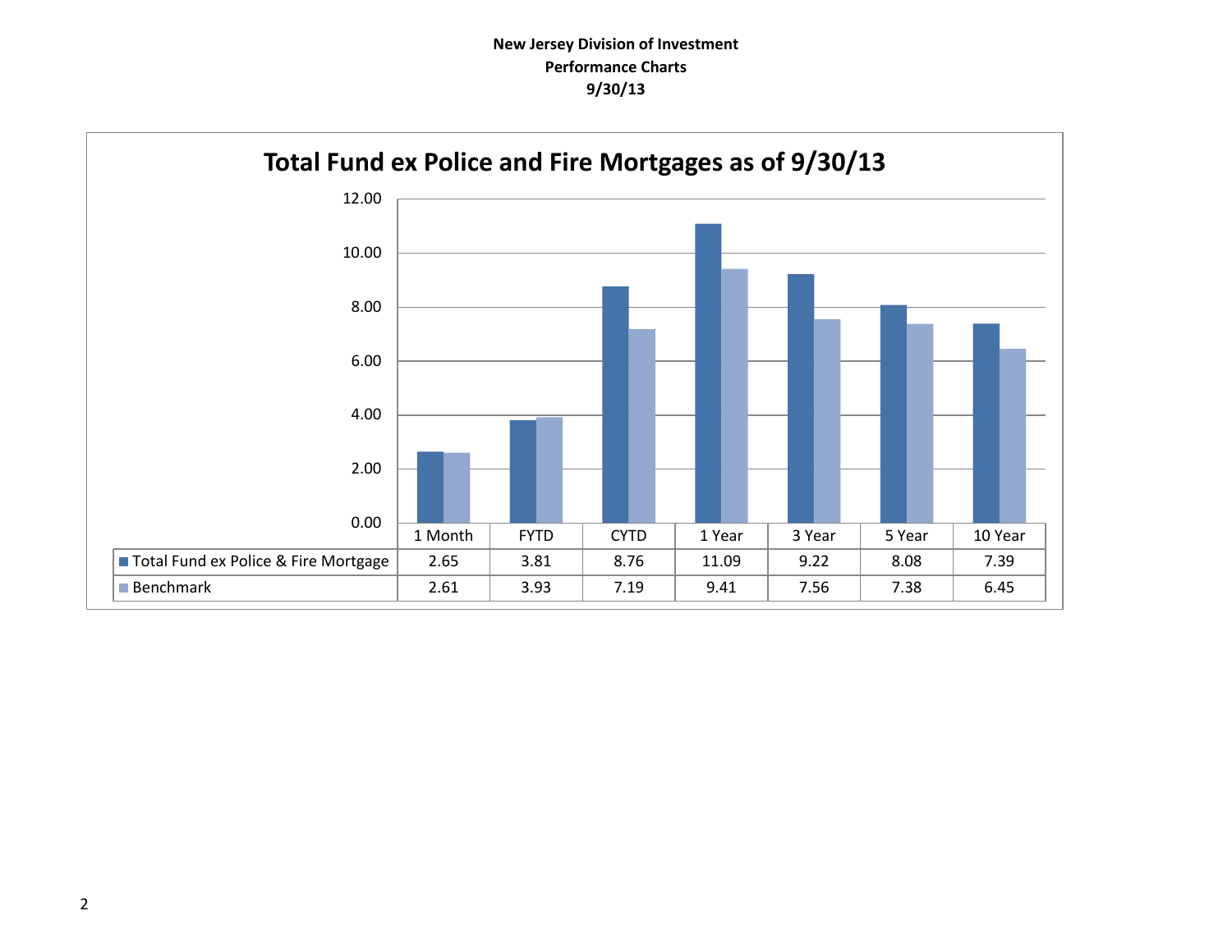**New Jersey Division of Investment**
**Performance Charts**
**9/30/13**

## Total Fund ex Police and Fire Mortgages as of 9/30/13

| | 1 Month | FYTD | CYTD | 1 Year | 3 Year | 5 Year | 10 Year |
|---|---|---|---|---|---|---|---|
| Total Fund ex Police & Fire Mortgage | 2.65 | 3.81 | 8.76 | 11.09 | 9.22 | 8.08 | 7.39 |
| Benchmark | 2.61 | 3.93 | 7.19 | 9.41 | 7.56 | 7.38 | 6.45 |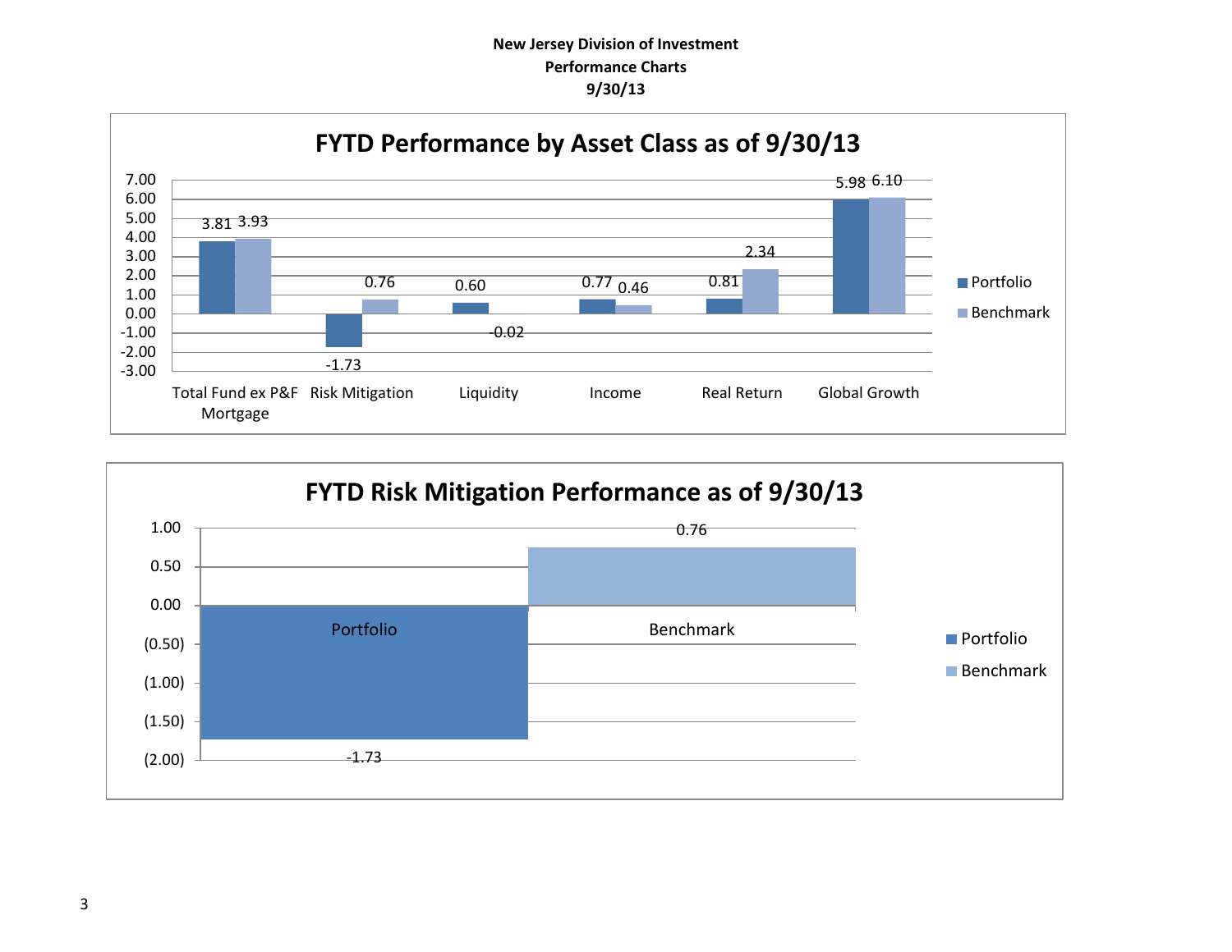**New Jersey Division of Investment**
**Performance Charts**
**9/30/13**

## FYTD Performance by Asset Class as of 9/30/13

| Asset Class | Portfolio | Benchmark |
|---|---|---|
| Total Fund ex P&F Mortgage | 3.81 | 3.93 |
| Risk Mitigation | -1.73 | 0.76 |
| Liquidity | 0.60 | -0.02 |
| Income | 0.77 | 0.46 |
| Real Return | 0.81 | 2.34 |
| Global Growth | 5.98 | 6.10 |

## FYTD Risk Mitigation Performance as of 9/30/13

| | Value |
|---|---|
| Portfolio | -1.73 |
| Benchmark | 0.76 |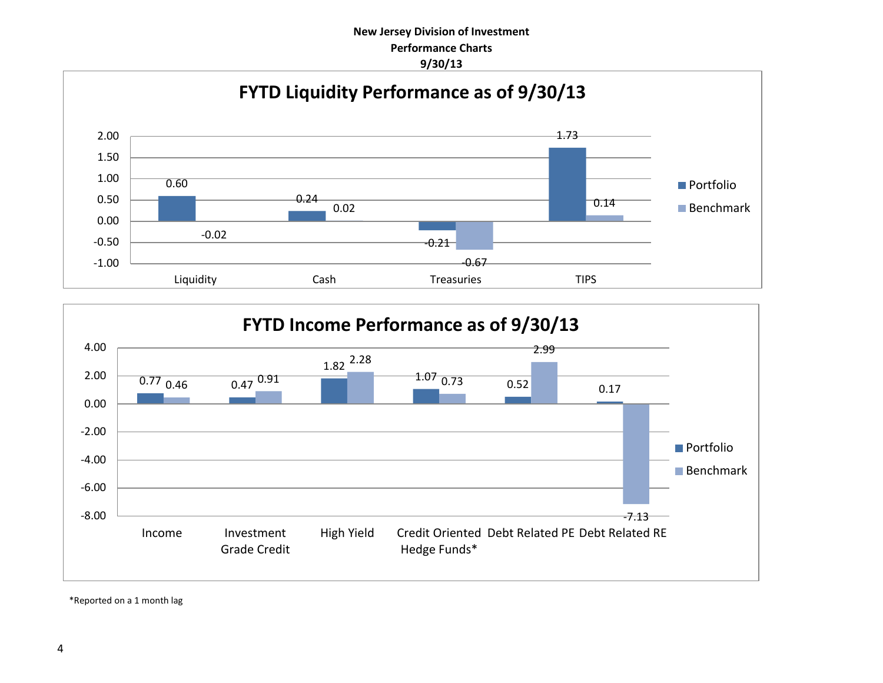**New Jersey Division of Investment**
**Performance Charts**
**9/30/13**

## FYTD Liquidity Performance as of 9/30/13

| | Portfolio | Benchmark |
|---|---|---|
| Liquidity | 0.60 | -0.02 |
| Cash | 0.24 | 0.02 |
| Treasuries | -0.21 | -0.67 |
| TIPS | 1.73 | 0.14 |

## FYTD Income Performance as of 9/30/13

| | Portfolio | Benchmark |
|---|---|---|
| Income | 0.77 | 0.46 |
| Investment Grade Credit | 0.47 | 0.91 |
| High Yield | 1.82 | 2.28 |
| Credit Oriented Hedge Funds* | 1.07 | 0.73 |
| Debt Related PE | 0.52 | 2.99 |
| Debt Related RE | 0.17 | -7.13 |

*Reported on a 1 month lag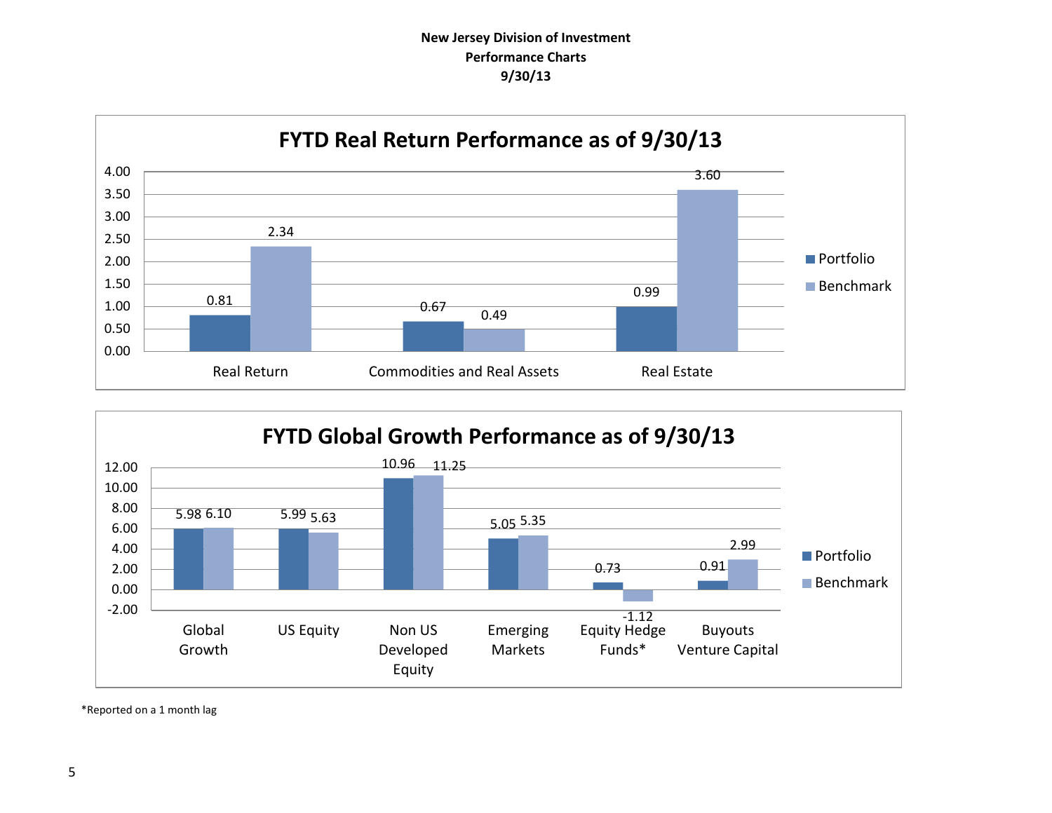**New Jersey Division of Investment**
**Performance Charts**
**9/30/13**

## FYTD Real Return Performance as of 9/30/13

| | Portfolio | Benchmark |
|---|---|---|
| Real Return | 0.81 | 2.34 |
| Commodities and Real Assets | 0.67 | 0.49 |
| Real Estate | 0.99 | 3.60 |

## FYTD Global Growth Performance as of 9/30/13

| | Portfolio | Benchmark |
|---|---|---|
| Global Growth | 5.98 | 6.10 |
| US Equity | 5.99 | 5.63 |
| Non US Developed Equity | 10.96 | 11.25 |
| Emerging Markets | 5.05 | 5.35 |
| Equity Hedge Funds* | 0.73 | -1.12 |
| Buyouts Venture Capital | 0.91 | 2.99 |

*Reported on a 1 month lag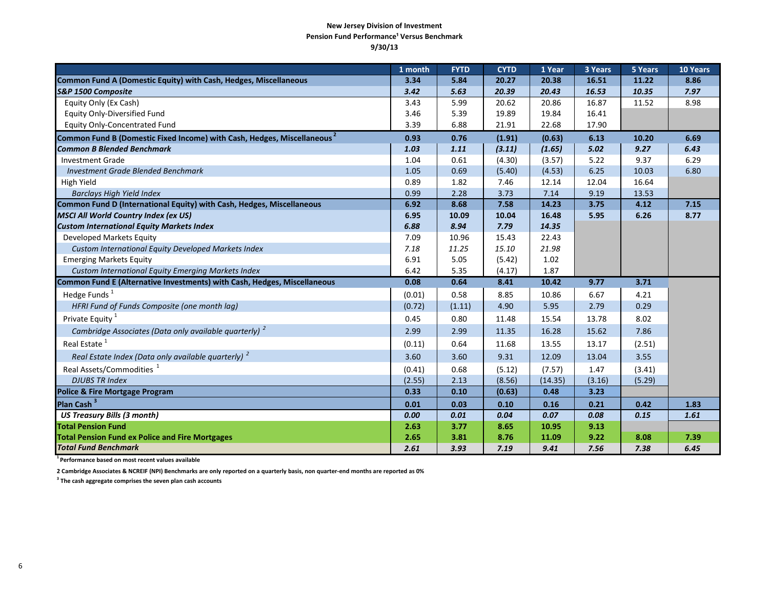**New Jersey Division of Investment**
**Pension Fund Performance[1] Versus Benchmark**
**9/30/13**

| | 1 month | FYTD | CYTD | 1 Year | 3 Years | 5 Years | 10 Years |
|---|---|---|---|---|---|---|---|
| **Common Fund A (Domestic Equity) with Cash, Hedges, Miscellaneous** | **3.34** | **5.84** | **20.27** | **20.38** | **16.51** | **11.22** | **8.86** |
| ***S&P 1500 Composite*** | ***3.42*** | ***5.63*** | ***20.39*** | ***20.43*** | ***16.53*** | ***10.35*** | ***7.97*** |
| Equity Only (Ex Cash) | 3.43 | 5.99 | 20.62 | 20.86 | 16.87 | 11.52 | 8.98 |
| Equity Only-Diversified Fund | 3.46 | 5.39 | 19.89 | 19.84 | 16.41 | | |
| Equity Only-Concentrated Fund | 3.39 | 6.88 | 21.91 | 22.68 | 17.90 | | |
| **Common Fund B (Domestic Fixed Income) with Cash, Hedges, Miscellaneous [2]** | **0.93** | **0.76** | **(1.91)** | **(0.63)** | **6.13** | **10.20** | **6.69** |
| ***Common B Blended Benchmark*** | ***1.03*** | ***1.11*** | ***(3.11)*** | ***(1.65)*** | ***5.02*** | ***9.27*** | ***6.43*** |
| Investment Grade | 1.04 | 0.61 | (4.30) | (3.57) | 5.22 | 9.37 | 6.29 |
| *Investment Grade Blended Benchmark* | 1.05 | 0.69 | (5.40) | (4.53) | 6.25 | 10.03 | 6.80 |
| High Yield | 0.89 | 1.82 | 7.46 | 12.14 | 12.04 | 16.64 | |
| *Barclays High Yield Index* | 0.99 | 2.28 | 3.73 | 7.14 | 9.19 | 13.53 | |
| **Common Fund D (International Equity) with Cash, Hedges, Miscellaneous** | **6.92** | **8.68** | **7.58** | **14.23** | **3.75** | **4.12** | **7.15** |
| ***MSCI All World Country Index (ex US)*** | **6.95** | **10.09** | **10.04** | **16.48** | **5.95** | **6.26** | **8.77** |
| ***Custom International Equity Markets Index*** | ***6.88*** | ***8.94*** | ***7.79*** | ***14.35*** | | | |
| Developed Markets Equity | 7.09 | 10.96 | 15.43 | 22.43 | | | |
| *Custom International Equity Developed Markets Index* | *7.18* | *11.25* | *15.10* | *21.98* | | | |
| Emerging Markets Equity | 6.91 | 5.05 | (5.42) | 1.02 | | | |
| *Custom International Equity Emerging Markets Index* | 6.42 | 5.35 | (4.17) | 1.87 | | | |
| **Common Fund E (Alternative Investments) with Cash, Hedges, Miscellaneous** | **0.08** | **0.64** | **8.41** | **10.42** | **9.77** | **3.71** | |
| Hedge Funds [1] | (0.01) | 0.58 | 8.85 | 10.86 | 6.67 | 4.21 | |
| *HFRI Fund of Funds Composite (one month lag)* | (0.72) | (1.11) | 4.90 | 5.95 | 2.79 | 0.29 | |
| Private Equity [1] | 0.45 | 0.80 | 11.48 | 15.54 | 13.78 | 8.02 | |
| *Cambridge Associates (Data only available quarterly) [2]* | 2.99 | 2.99 | 11.35 | 16.28 | 15.62 | 7.86 | |
| Real Estate [1] | (0.11) | 0.64 | 11.68 | 13.55 | 13.17 | (2.51) | |
| *Real Estate Index (Data only available quarterly) [2]* | 3.60 | 3.60 | 9.31 | 12.09 | 13.04 | 3.55 | |
| Real Assets/Commodities [1] | (0.41) | 0.68 | (5.12) | (7.57) | 1.47 | (3.41) | |
| *DJUBS TR Index* | (2.55) | 2.13 | (8.56) | (14.35) | (3.16) | (5.29) | |
| **Police & Fire Mortgage Program** | **0.33** | **0.10** | **(0.63)** | **0.48** | **3.23** | | |
| **Plan Cash [3]** | **0.01** | **0.03** | **0.10** | **0.16** | **0.21** | **0.42** | **1.83** |
| ***US Treasury Bills (3 month)*** | ***0.00*** | ***0.01*** | ***0.04*** | ***0.07*** | ***0.08*** | ***0.15*** | ***1.61*** |
| **Total Pension Fund** | **2.63** | **3.77** | **8.65** | **10.95** | **9.13** | | |
| **Total Pension Fund ex Police and Fire Mortgages** | **2.65** | **3.81** | **8.76** | **11.09** | **9.22** | **8.08** | **7.39** |
| ***Total Fund Benchmark*** | ***2.61*** | ***3.93*** | ***7.19*** | ***9.41*** | ***7.56*** | ***7.38*** | ***6.45*** |

**[1] Performance based on most recent values available**

**2 Cambridge Associates & NCREIF (NPI) Benchmarks are only reported on a quarterly basis, non quarter-end months are reported as 0%**

**[3] The cash aggregate comprises the seven plan cash accounts**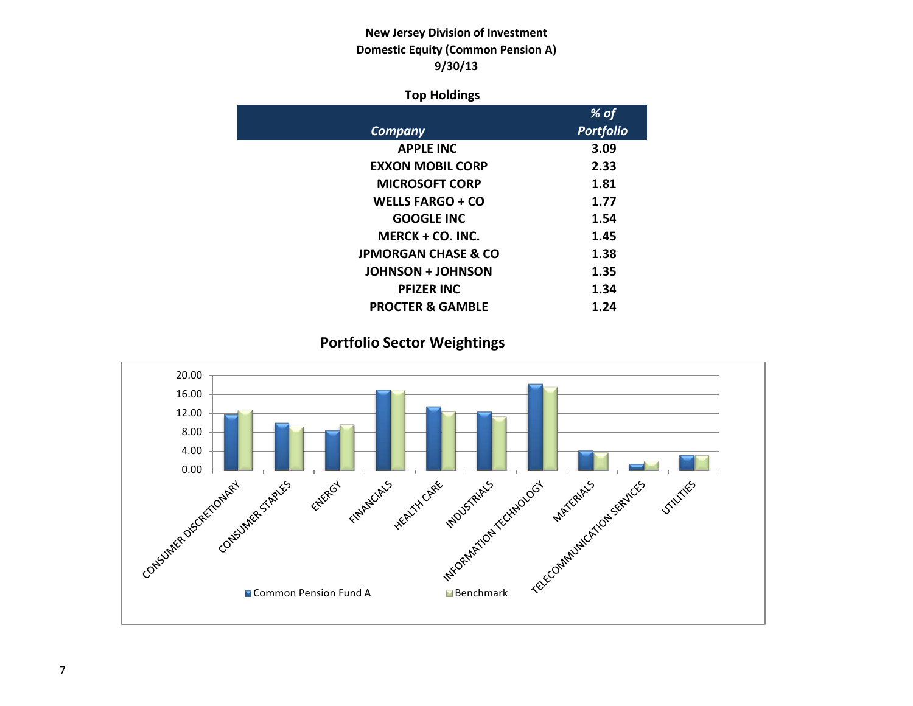**New Jersey Division of Investment**
**Domestic Equity (Common Pension A)**
**9/30/13**

### Top Holdings

| *Company* | *% of Portfolio* |
|---|---|
| APPLE INC | 3.09 |
| EXXON MOBIL CORP | 2.33 |
| MICROSOFT CORP | 1.81 |
| WELLS FARGO + CO | 1.77 |
| GOOGLE INC | 1.54 |
| MERCK + CO. INC. | 1.45 |
| JPMORGAN CHASE & CO | 1.38 |
| JOHNSON + JOHNSON | 1.35 |
| PFIZER INC | 1.34 |
| PROCTER & GAMBLE | 1.24 |

### Portfolio Sector Weightings

Sectors: CONSUMER DISCRETIONARY, CONSUMER STAPLES, ENERGY, FINANCIALS, HEALTH CARE, INDUSTRIALS, INFORMATION TECHNOLOGY, MATERIALS, TELECOMMUNICATION SERVICES, UTILITIES

Legend: Common Pension Fund A; Benchmark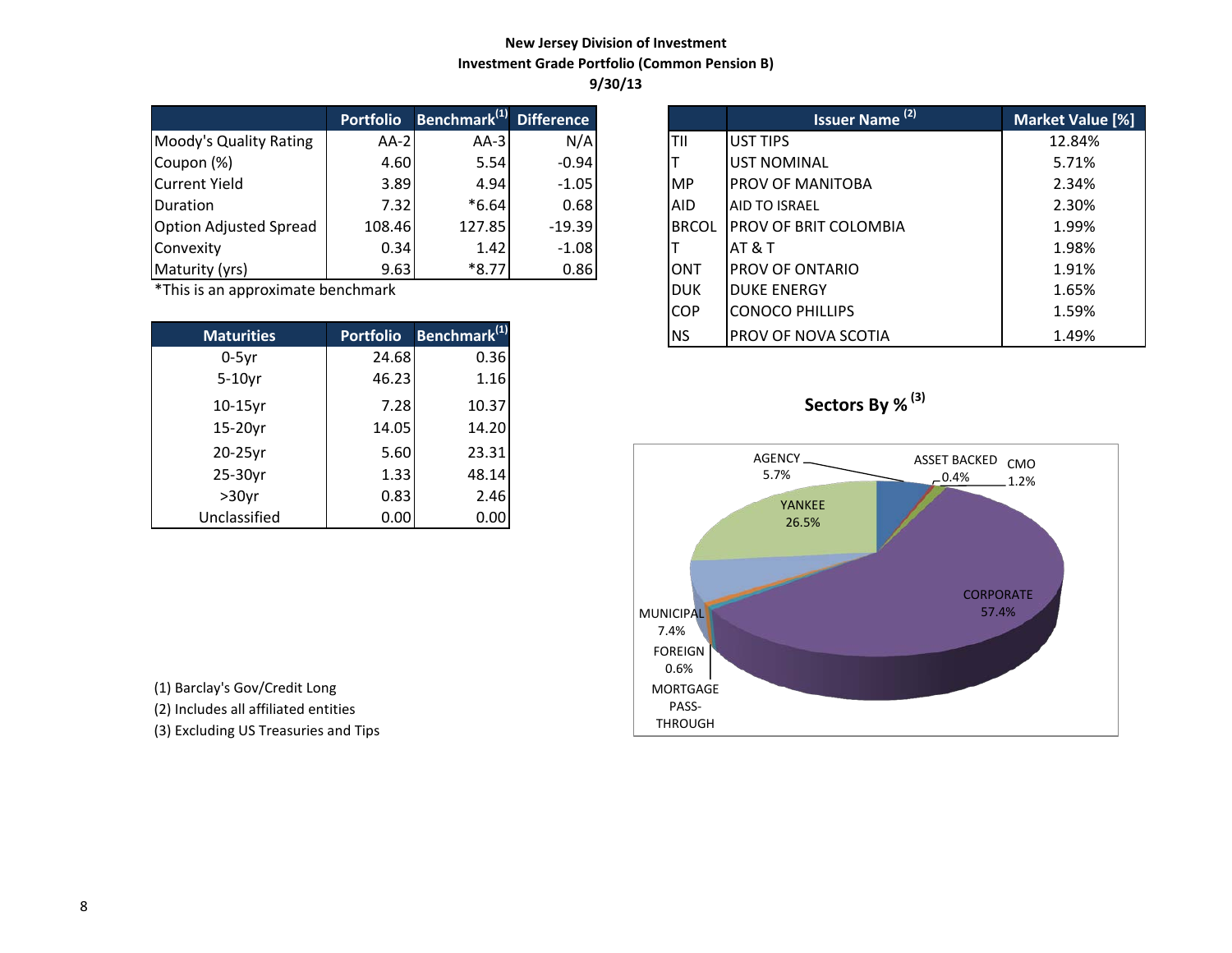# New Jersey Division of Investment
## Investment Grade Portfolio (Common Pension B)
### 9/30/13

| | Portfolio | Benchmark[1] | Difference |
|---|---|---|---|
| Moody's Quality Rating | AA-2 | AA-3 | N/A |
| Coupon (%) | 4.60 | 5.54 | -0.94 |
| Current Yield | 3.89 | 4.94 | -1.05 |
| Duration | 7.32 | *6.64 | 0.68 |
| Option Adjusted Spread | 108.46 | 127.85 | -19.39 |
| Convexity | 0.34 | 1.42 | -1.08 |
| Maturity (yrs) | 9.63 | *8.77 | 0.86 |

*This is an approximate benchmark

| Maturities | Portfolio | Benchmark[1] |
|---|---|---|
| 0-5yr | 24.68 | 0.36 |
| 5-10yr | 46.23 | 1.16 |
| 10-15yr | 7.28 | 10.37 |
| 15-20yr | 14.05 | 14.20 |
| 20-25yr | 5.60 | 23.31 |
| 25-30yr | 1.33 | 48.14 |
| >30yr | 0.83 | 2.46 |
| Unclassified | 0.00 | 0.00 |

| | Issuer Name [2] | Market Value [%] |
|---|---|---|
| TII | UST TIPS | 12.84% |
| T | UST NOMINAL | 5.71% |
| MP | PROV OF MANITOBA | 2.34% |
| AID | AID TO ISRAEL | 2.30% |
| BRCOL | PROV OF BRIT COLOMBIA | 1.99% |
| T | AT & T | 1.98% |
| ONT | PROV OF ONTARIO | 1.91% |
| DUK | DUKE ENERGY | 1.65% |
| COP | CONOCO PHILLIPS | 1.59% |
| NS | PROV OF NOVA SCOTIA | 1.49% |

**Sectors By % [3]**

| Sector | % |
|---|---|
| AGENCY | 5.7% |
| ASSET BACKED | 0.4% |
| CMO | 1.2% |
| YANKEE | 26.5% |
| CORPORATE | 57.4% |
| MUNICIPAL | 7.4% |
| FOREIGN | 0.6% |
| MORTGAGE PASS-THROUGH | |

(1) Barclay's Gov/Credit Long

(2) Includes all affiliated entities

(3) Excluding US Treasuries and Tips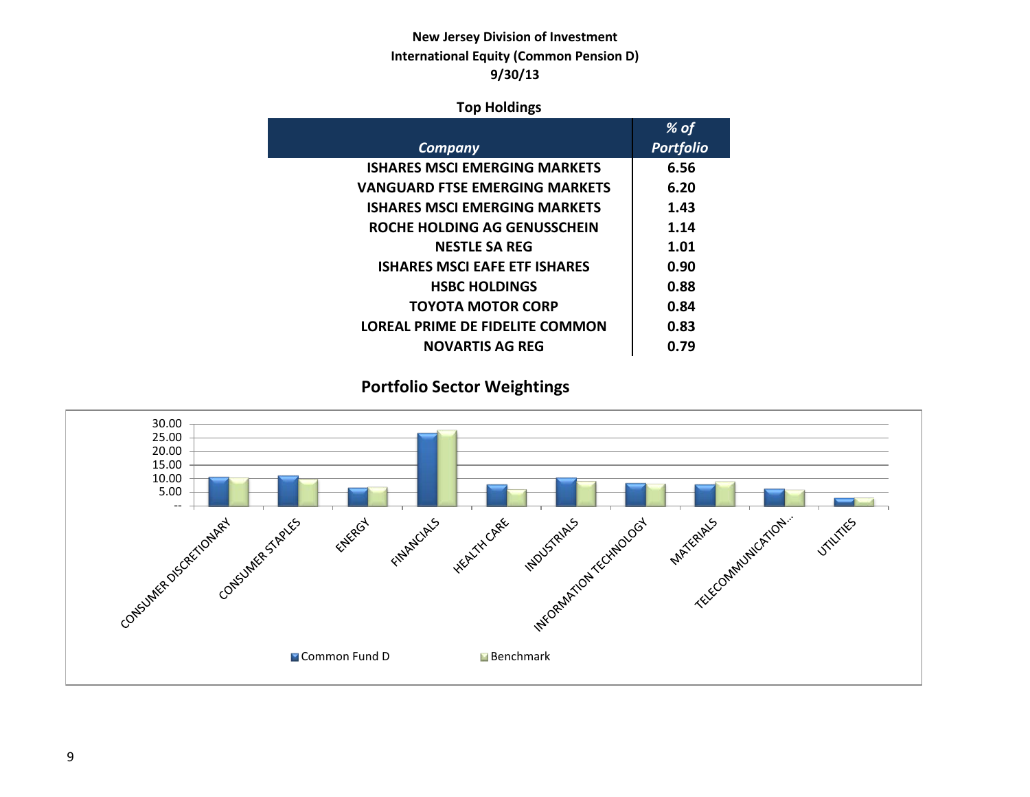**New Jersey Division of Investment**
**International Equity (Common Pension D)**
**9/30/13**

**Top Holdings**

| *Company* | *% of Portfolio* |
|---|---|
| ISHARES MSCI EMERGING MARKETS | 6.56 |
| VANGUARD FTSE EMERGING MARKETS | 6.20 |
| ISHARES MSCI EMERGING MARKETS | 1.43 |
| ROCHE HOLDING AG GENUSSCHEIN | 1.14 |
| NESTLE SA REG | 1.01 |
| ISHARES MSCI EAFE ETF ISHARES | 0.90 |
| HSBC HOLDINGS | 0.88 |
| TOYOTA MOTOR CORP | 0.84 |
| LOREAL PRIME DE FIDELITE COMMON | 0.83 |
| NOVARTIS AG REG | 0.79 |

**Portfolio Sector Weightings**

Legend: Common Fund D, Benchmark

Sectors: CONSUMER DISCRETIONARY, CONSUMER STAPLES, ENERGY, FINANCIALS, HEALTH CARE, INDUSTRIALS, INFORMATION TECHNOLOGY, MATERIALS, TELECOMMUNICATION..., UTILITIES

Y-axis: --, 5.00, 10.00, 15.00, 20.00, 25.00, 30.00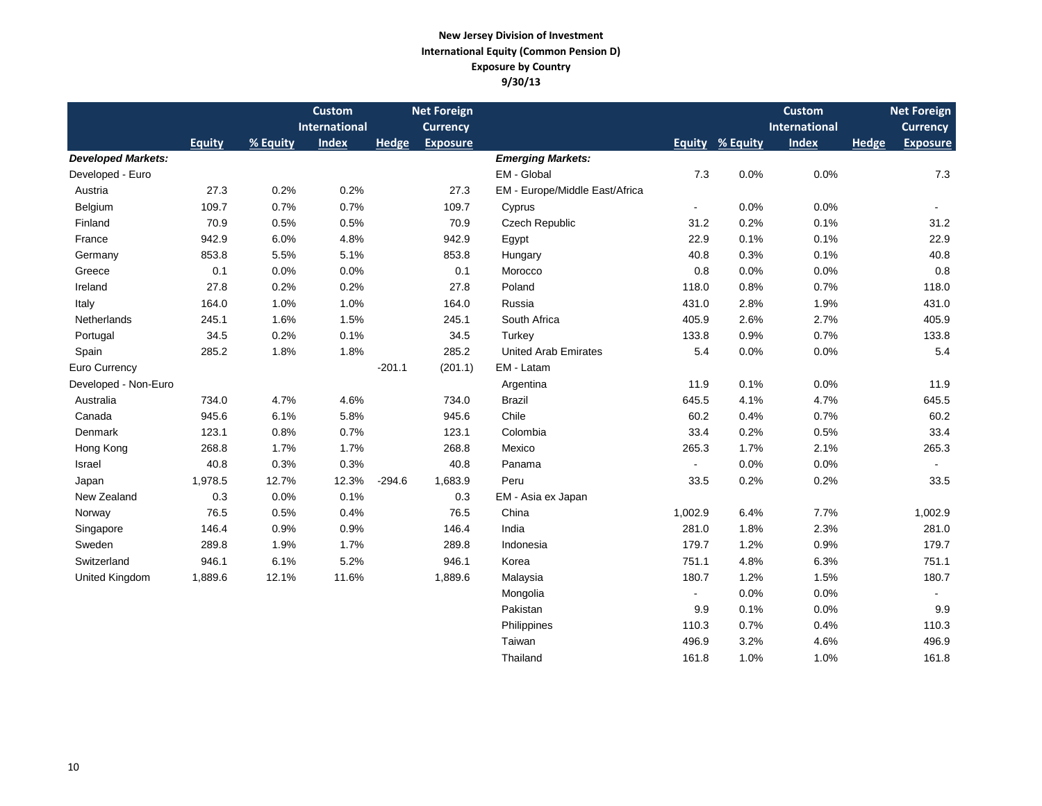**New Jersey Division of Investment**
**International Equity (Common Pension D)**
**Exposure by Country**
**9/30/13**

| | Equity | % Equity | Custom International Index | Hedge | Net Foreign Currency Exposure |
|---|---|---|---|---|---|
| ***Developed Markets:*** | | | | | |
| Developed - Euro | | | | | |
| Austria | 27.3 | 0.2% | 0.2% | | 27.3 |
| Belgium | 109.7 | 0.7% | 0.7% | | 109.7 |
| Finland | 70.9 | 0.5% | 0.5% | | 70.9 |
| France | 942.9 | 6.0% | 4.8% | | 942.9 |
| Germany | 853.8 | 5.5% | 5.1% | | 853.8 |
| Greece | 0.1 | 0.0% | 0.0% | | 0.1 |
| Ireland | 27.8 | 0.2% | 0.2% | | 27.8 |
| Italy | 164.0 | 1.0% | 1.0% | | 164.0 |
| Netherlands | 245.1 | 1.6% | 1.5% | | 245.1 |
| Portugal | 34.5 | 0.2% | 0.1% | | 34.5 |
| Spain | 285.2 | 1.8% | 1.8% | | 285.2 |
| Euro Currency | | | | -201.1 | (201.1) |
| Developed - Non-Euro | | | | | |
| Australia | 734.0 | 4.7% | 4.6% | | 734.0 |
| Canada | 945.6 | 6.1% | 5.8% | | 945.6 |
| Denmark | 123.1 | 0.8% | 0.7% | | 123.1 |
| Hong Kong | 268.8 | 1.7% | 1.7% | | 268.8 |
| Israel | 40.8 | 0.3% | 0.3% | | 40.8 |
| Japan | 1,978.5 | 12.7% | 12.3% | -294.6 | 1,683.9 |
| New Zealand | 0.3 | 0.0% | 0.1% | | 0.3 |
| Norway | 76.5 | 0.5% | 0.4% | | 76.5 |
| Singapore | 146.4 | 0.9% | 0.9% | | 146.4 |
| Sweden | 289.8 | 1.9% | 1.7% | | 289.8 |
| Switzerland | 946.1 | 6.1% | 5.2% | | 946.1 |
| United Kingdom | 1,889.6 | 12.1% | 11.6% | | 1,889.6 |

| | Equity | % Equity | Custom International Index | Hedge | Net Foreign Currency Exposure |
|---|---|---|---|---|---|
| ***Emerging Markets:*** | | | | | |
| EM - Global | 7.3 | 0.0% | 0.0% | | 7.3 |
| EM - Europe/Middle East/Africa | | | | | |
| Cyprus | - | 0.0% | 0.0% | | - |
| Czech Republic | 31.2 | 0.2% | 0.1% | | 31.2 |
| Egypt | 22.9 | 0.1% | 0.1% | | 22.9 |
| Hungary | 40.8 | 0.3% | 0.1% | | 40.8 |
| Morocco | 0.8 | 0.0% | 0.0% | | 0.8 |
| Poland | 118.0 | 0.8% | 0.7% | | 118.0 |
| Russia | 431.0 | 2.8% | 1.9% | | 431.0 |
| South Africa | 405.9 | 2.6% | 2.7% | | 405.9 |
| Turkey | 133.8 | 0.9% | 0.7% | | 133.8 |
| United Arab Emirates | 5.4 | 0.0% | 0.0% | | 5.4 |
| EM - Latam | | | | | |
| Argentina | 11.9 | 0.1% | 0.0% | | 11.9 |
| Brazil | 645.5 | 4.1% | 4.7% | | 645.5 |
| Chile | 60.2 | 0.4% | 0.7% | | 60.2 |
| Colombia | 33.4 | 0.2% | 0.5% | | 33.4 |
| Mexico | 265.3 | 1.7% | 2.1% | | 265.3 |
| Panama | - | 0.0% | 0.0% | | - |
| Peru | 33.5 | 0.2% | 0.2% | | 33.5 |
| EM - Asia ex Japan | | | | | |
| China | 1,002.9 | 6.4% | 7.7% | | 1,002.9 |
| India | 281.0 | 1.8% | 2.3% | | 281.0 |
| Indonesia | 179.7 | 1.2% | 0.9% | | 179.7 |
| Korea | 751.1 | 4.8% | 6.3% | | 751.1 |
| Malaysia | 180.7 | 1.2% | 1.5% | | 180.7 |
| Mongolia | - | 0.0% | 0.0% | | - |
| Pakistan | 9.9 | 0.1% | 0.0% | | 9.9 |
| Philippines | 110.3 | 0.7% | 0.4% | | 110.3 |
| Taiwan | 496.9 | 3.2% | 4.6% | | 496.9 |
| Thailand | 161.8 | 1.0% | 1.0% | | 161.8 |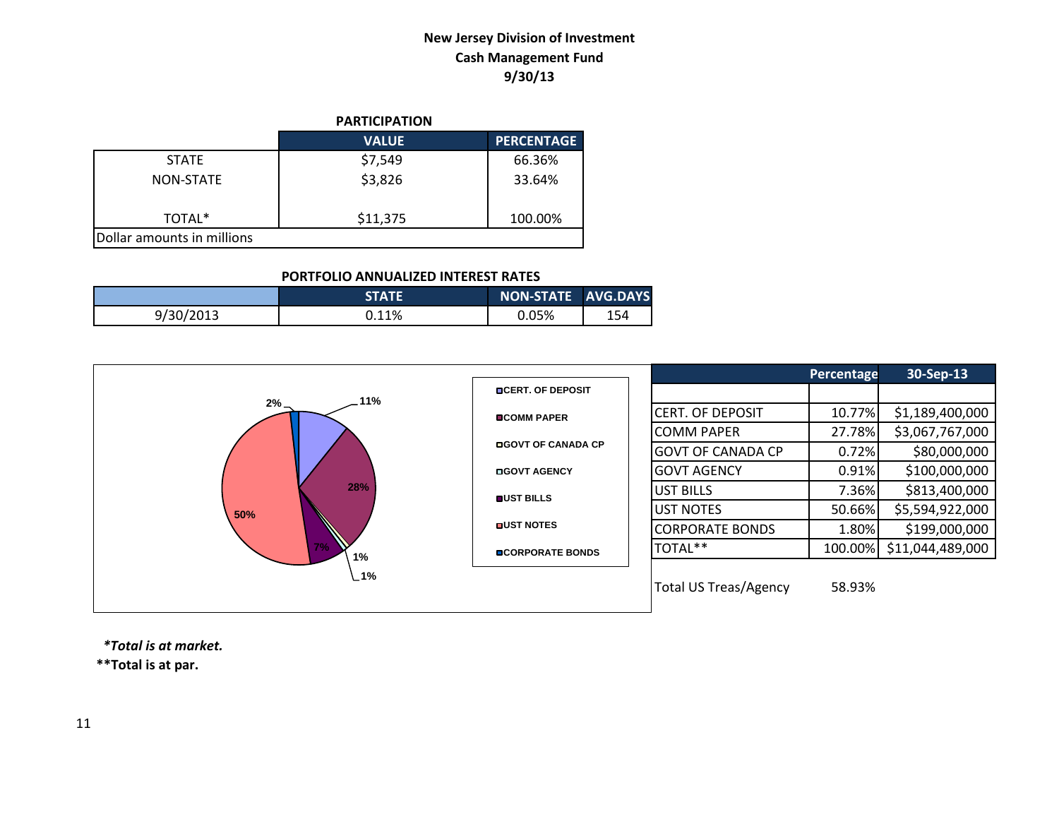**New Jersey Division of Investment**
**Cash Management Fund**
**9/30/13**

**PARTICIPATION**

| | VALUE | PERCENTAGE |
|---|---|---|
| STATE | $7,549 | 66.36% |
| NON-STATE | $3,826 | 33.64% |
| TOTAL* | $11,375 | 100.00% |

Dollar amounts in millions

**PORTFOLIO ANNUALIZED INTEREST RATES**

| | STATE | NON-STATE | AVG.DAYS |
|---|---|---|---|
| 9/30/2013 | 0.11% | 0.05% | 154 |

| | Percentage | 30-Sep-13 |
|---|---|---|
| CERT. OF DEPOSIT | 10.77% | $1,189,400,000 |
| COMM PAPER | 27.78% | $3,067,767,000 |
| GOVT OF CANADA CP | 0.72% | $80,000,000 |
| GOVT AGENCY | 0.91% | $100,000,000 |
| UST BILLS | 7.36% | $813,400,000 |
| UST NOTES | 50.66% | $5,594,922,000 |
| CORPORATE BONDS | 1.80% | $199,000,000 |
| TOTAL** | 100.00% | $11,044,489,000 |

Total US Treas/Agency 58.93%

*Legend:* CERT. OF DEPOSIT 11%; COMM PAPER 28%; GOVT OF CANADA CP 1%; GOVT AGENCY 1%; UST BILLS 7%; UST NOTES 50%; CORPORATE BONDS 2%

***Total is at market.***

****Total is at par.**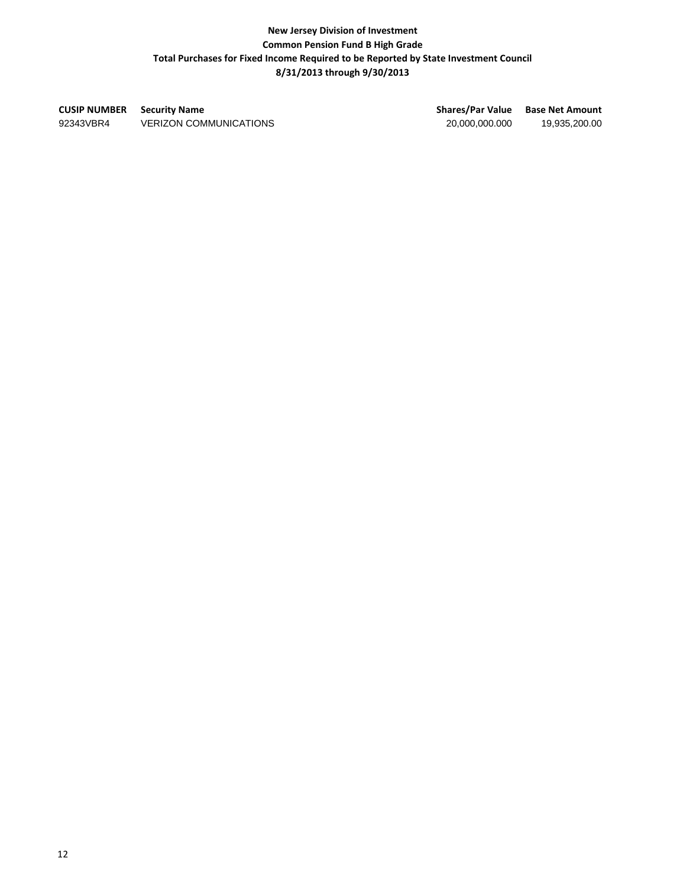**New Jersey Division of Investment**

**Common Pension Fund B High Grade**

**Total Purchases for Fixed Income Required to be Reported by State Investment Council**

**8/31/2013 through 9/30/2013**

| CUSIP NUMBER | Security Name | Shares/Par Value | Base Net Amount |
|---|---|---|---|
| 92343VBR4 | VERIZON COMMUNICATIONS | 20,000,000.000 | 19,935,200.00 |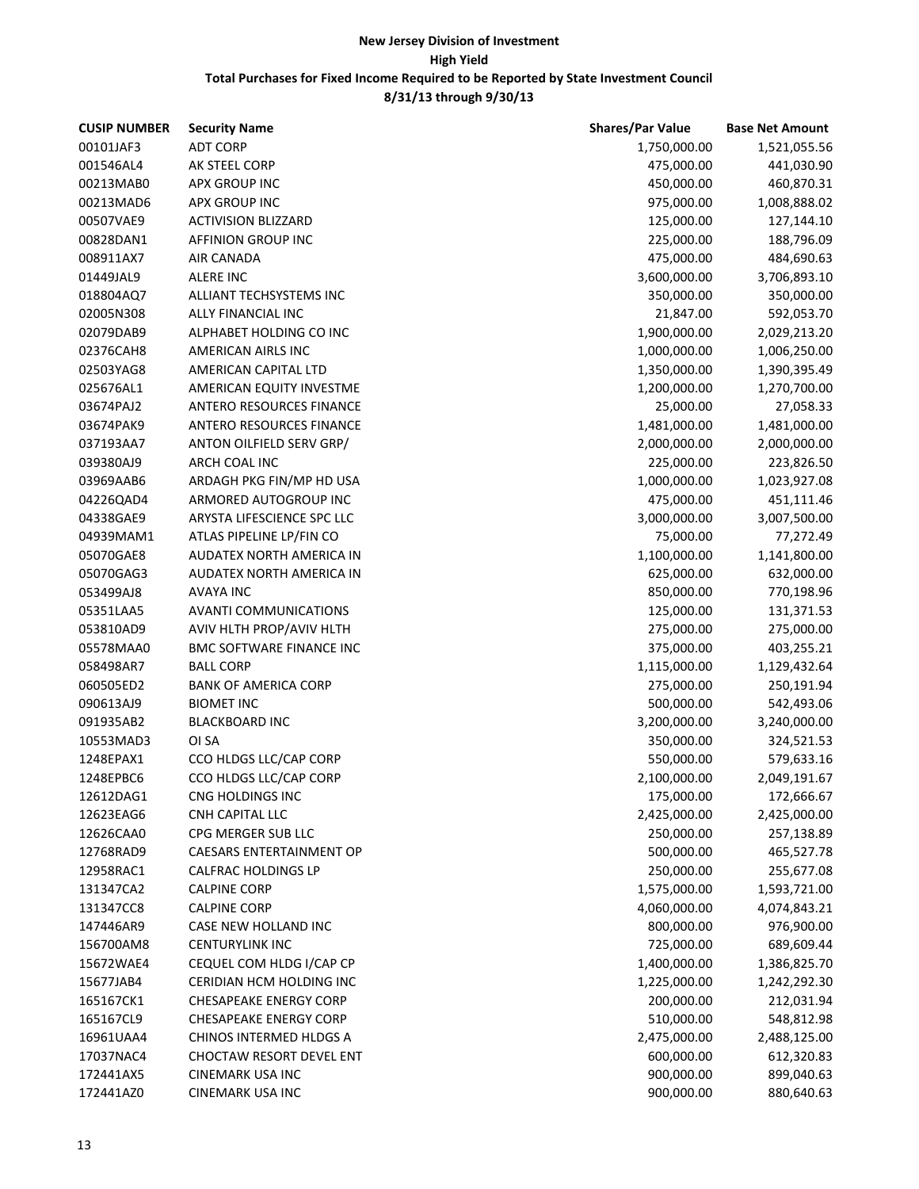**New Jersey Division of Investment**

**High Yield**

**Total Purchases for Fixed Income Required to be Reported by State Investment Council**

**8/31/13 through 9/30/13**

| CUSIP NUMBER | Security Name | Shares/Par Value | Base Net Amount |
|---|---|---|---|
| 00101JAF3 | ADT CORP | 1,750,000.00 | 1,521,055.56 |
| 001546AL4 | AK STEEL CORP | 475,000.00 | 441,030.90 |
| 00213MAB0 | APX GROUP INC | 450,000.00 | 460,870.31 |
| 00213MAD6 | APX GROUP INC | 975,000.00 | 1,008,888.02 |
| 00507VAE9 | ACTIVISION BLIZZARD | 125,000.00 | 127,144.10 |
| 00828DAN1 | AFFINION GROUP INC | 225,000.00 | 188,796.09 |
| 008911AX7 | AIR CANADA | 475,000.00 | 484,690.63 |
| 01449JAL9 | ALERE INC | 3,600,000.00 | 3,706,893.10 |
| 018804AQ7 | ALLIANT TECHSYSTEMS INC | 350,000.00 | 350,000.00 |
| 02005N308 | ALLY FINANCIAL INC | 21,847.00 | 592,053.70 |
| 02079DAB9 | ALPHABET HOLDING CO INC | 1,900,000.00 | 2,029,213.20 |
| 02376CAH8 | AMERICAN AIRLS INC | 1,000,000.00 | 1,006,250.00 |
| 02503YAG8 | AMERICAN CAPITAL LTD | 1,350,000.00 | 1,390,395.49 |
| 025676AL1 | AMERICAN EQUITY INVESTME | 1,200,000.00 | 1,270,700.00 |
| 03674PAJ2 | ANTERO RESOURCES FINANCE | 25,000.00 | 27,058.33 |
| 03674PAK9 | ANTERO RESOURCES FINANCE | 1,481,000.00 | 1,481,000.00 |
| 037193AA7 | ANTON OILFIELD SERV GRP/ | 2,000,000.00 | 2,000,000.00 |
| 039380AJ9 | ARCH COAL INC | 225,000.00 | 223,826.50 |
| 03969AAB6 | ARDAGH PKG FIN/MP HD USA | 1,000,000.00 | 1,023,927.08 |
| 04226QAD4 | ARMORED AUTOGROUP INC | 475,000.00 | 451,111.46 |
| 04338GAE9 | ARYSTA LIFESCIENCE SPC LLC | 3,000,000.00 | 3,007,500.00 |
| 04939MAM1 | ATLAS PIPELINE LP/FIN CO | 75,000.00 | 77,272.49 |
| 05070GAE8 | AUDATEX NORTH AMERICA IN | 1,100,000.00 | 1,141,800.00 |
| 05070GAG3 | AUDATEX NORTH AMERICA IN | 625,000.00 | 632,000.00 |
| 053499AJ8 | AVAYA INC | 850,000.00 | 770,198.96 |
| 05351LAA5 | AVANTI COMMUNICATIONS | 125,000.00 | 131,371.53 |
| 053810AD9 | AVIV HLTH PROP/AVIV HLTH | 275,000.00 | 275,000.00 |
| 05578MAA0 | BMC SOFTWARE FINANCE INC | 375,000.00 | 403,255.21 |
| 058498AR7 | BALL CORP | 1,115,000.00 | 1,129,432.64 |
| 060505ED2 | BANK OF AMERICA CORP | 275,000.00 | 250,191.94 |
| 090613AJ9 | BIOMET INC | 500,000.00 | 542,493.06 |
| 091935AB2 | BLACKBOARD INC | 3,200,000.00 | 3,240,000.00 |
| 10553MAD3 | OI SA | 350,000.00 | 324,521.53 |
| 1248EPAX1 | CCO HLDGS LLC/CAP CORP | 550,000.00 | 579,633.16 |
| 1248EPBC6 | CCO HLDGS LLC/CAP CORP | 2,100,000.00 | 2,049,191.67 |
| 12612DAG1 | CNG HOLDINGS INC | 175,000.00 | 172,666.67 |
| 12623EAG6 | CNH CAPITAL LLC | 2,425,000.00 | 2,425,000.00 |
| 12626CAA0 | CPG MERGER SUB LLC | 250,000.00 | 257,138.89 |
| 12768RAD9 | CAESARS ENTERTAINMENT OP | 500,000.00 | 465,527.78 |
| 12958RAC1 | CALFRAC HOLDINGS LP | 250,000.00 | 255,677.08 |
| 131347CA2 | CALPINE CORP | 1,575,000.00 | 1,593,721.00 |
| 131347CC8 | CALPINE CORP | 4,060,000.00 | 4,074,843.21 |
| 147446AR9 | CASE NEW HOLLAND INC | 800,000.00 | 976,900.00 |
| 156700AM8 | CENTURYLINK INC | 725,000.00 | 689,609.44 |
| 15672WAE4 | CEQUEL COM HLDG I/CAP CP | 1,400,000.00 | 1,386,825.70 |
| 15677JAB4 | CERIDIAN HCM HOLDING INC | 1,225,000.00 | 1,242,292.30 |
| 165167CK1 | CHESAPEAKE ENERGY CORP | 200,000.00 | 212,031.94 |
| 165167CL9 | CHESAPEAKE ENERGY CORP | 510,000.00 | 548,812.98 |
| 16961UAA4 | CHINOS INTERMED HLDGS A | 2,475,000.00 | 2,488,125.00 |
| 17037NAC4 | CHOCTAW RESORT DEVEL ENT | 600,000.00 | 612,320.83 |
| 172441AX5 | CINEMARK USA INC | 900,000.00 | 899,040.63 |
| 172441AZ0 | CINEMARK USA INC | 900,000.00 | 880,640.63 |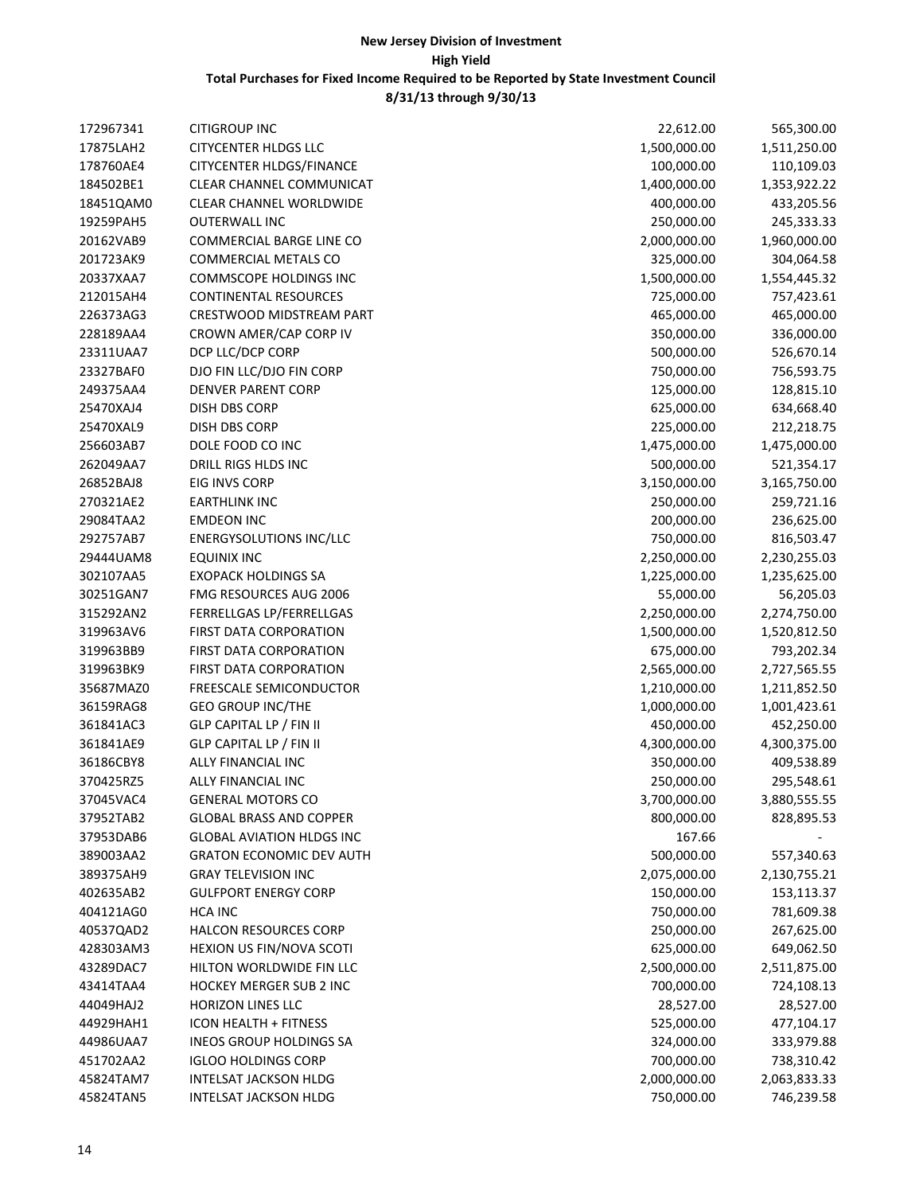**New Jersey Division of Investment**
**High Yield**
**Total Purchases for Fixed Income Required to be Reported by State Investment Council**
**8/31/13 through 9/30/13**

| | | | |
|---|---|---|---|
| 172967341 | CITIGROUP INC | 22,612.00 | 565,300.00 |
| 17875LAH2 | CITYCENTER HLDGS LLC | 1,500,000.00 | 1,511,250.00 |
| 178760AE4 | CITYCENTER HLDGS/FINANCE | 100,000.00 | 110,109.03 |
| 184502BE1 | CLEAR CHANNEL COMMUNICAT | 1,400,000.00 | 1,353,922.22 |
| 18451QAM0 | CLEAR CHANNEL WORLDWIDE | 400,000.00 | 433,205.56 |
| 19259PAH5 | OUTERWALL INC | 250,000.00 | 245,333.33 |
| 20162VAB9 | COMMERCIAL BARGE LINE CO | 2,000,000.00 | 1,960,000.00 |
| 201723AK9 | COMMERCIAL METALS CO | 325,000.00 | 304,064.58 |
| 20337XAA7 | COMMSCOPE HOLDINGS INC | 1,500,000.00 | 1,554,445.32 |
| 212015AH4 | CONTINENTAL RESOURCES | 725,000.00 | 757,423.61 |
| 226373AG3 | CRESTWOOD MIDSTREAM PART | 465,000.00 | 465,000.00 |
| 228189AA4 | CROWN AMER/CAP CORP IV | 350,000.00 | 336,000.00 |
| 23311UAA7 | DCP LLC/DCP CORP | 500,000.00 | 526,670.14 |
| 23327BAF0 | DJO FIN LLC/DJO FIN CORP | 750,000.00 | 756,593.75 |
| 249375AA4 | DENVER PARENT CORP | 125,000.00 | 128,815.10 |
| 25470XAJ4 | DISH DBS CORP | 625,000.00 | 634,668.40 |
| 25470XAL9 | DISH DBS CORP | 225,000.00 | 212,218.75 |
| 256603AB7 | DOLE FOOD CO INC | 1,475,000.00 | 1,475,000.00 |
| 262049AA7 | DRILL RIGS HLDS INC | 500,000.00 | 521,354.17 |
| 26852BAJ8 | EIG INVS CORP | 3,150,000.00 | 3,165,750.00 |
| 270321AE2 | EARTHLINK INC | 250,000.00 | 259,721.16 |
| 29084TAA2 | EMDEON INC | 200,000.00 | 236,625.00 |
| 292757AB7 | ENERGYSOLUTIONS INC/LLC | 750,000.00 | 816,503.47 |
| 29444UAM8 | EQUINIX INC | 2,250,000.00 | 2,230,255.03 |
| 302107AA5 | EXOPACK HOLDINGS SA | 1,225,000.00 | 1,235,625.00 |
| 30251GAN7 | FMG RESOURCES AUG 2006 | 55,000.00 | 56,205.03 |
| 315292AN2 | FERRELLGAS LP/FERRELLGAS | 2,250,000.00 | 2,274,750.00 |
| 319963AV6 | FIRST DATA CORPORATION | 1,500,000.00 | 1,520,812.50 |
| 319963BB9 | FIRST DATA CORPORATION | 675,000.00 | 793,202.34 |
| 319963BK9 | FIRST DATA CORPORATION | 2,565,000.00 | 2,727,565.55 |
| 35687MAZ0 | FREESCALE SEMICONDUCTOR | 1,210,000.00 | 1,211,852.50 |
| 36159RAG8 | GEO GROUP INC/THE | 1,000,000.00 | 1,001,423.61 |
| 361841AC3 | GLP CAPITAL LP / FIN II | 450,000.00 | 452,250.00 |
| 361841AE9 | GLP CAPITAL LP / FIN II | 4,300,000.00 | 4,300,375.00 |
| 36186CBY8 | ALLY FINANCIAL INC | 350,000.00 | 409,538.89 |
| 370425RZ5 | ALLY FINANCIAL INC | 250,000.00 | 295,548.61 |
| 37045VAC4 | GENERAL MOTORS CO | 3,700,000.00 | 3,880,555.55 |
| 37952TAB2 | GLOBAL BRASS AND COPPER | 800,000.00 | 828,895.53 |
| 37953DAB6 | GLOBAL AVIATION HLDGS INC | 167.66 | - |
| 389003AA2 | GRATON ECONOMIC DEV AUTH | 500,000.00 | 557,340.63 |
| 389375AH9 | GRAY TELEVISION INC | 2,075,000.00 | 2,130,755.21 |
| 402635AB2 | GULFPORT ENERGY CORP | 150,000.00 | 153,113.37 |
| 404121AG0 | HCA INC | 750,000.00 | 781,609.38 |
| 40537QAD2 | HALCON RESOURCES CORP | 250,000.00 | 267,625.00 |
| 428303AM3 | HEXION US FIN/NOVA SCOTI | 625,000.00 | 649,062.50 |
| 43289DAC7 | HILTON WORLDWIDE FIN LLC | 2,500,000.00 | 2,511,875.00 |
| 43414TAA4 | HOCKEY MERGER SUB 2 INC | 700,000.00 | 724,108.13 |
| 44049HAJ2 | HORIZON LINES LLC | 28,527.00 | 28,527.00 |
| 44929HAH1 | ICON HEALTH + FITNESS | 525,000.00 | 477,104.17 |
| 44986UAA7 | INEOS GROUP HOLDINGS SA | 324,000.00 | 333,979.88 |
| 451702AA2 | IGLOO HOLDINGS CORP | 700,000.00 | 738,310.42 |
| 45824TAM7 | INTELSAT JACKSON HLDG | 2,000,000.00 | 2,063,833.33 |
| 45824TAN5 | INTELSAT JACKSON HLDG | 750,000.00 | 746,239.58 |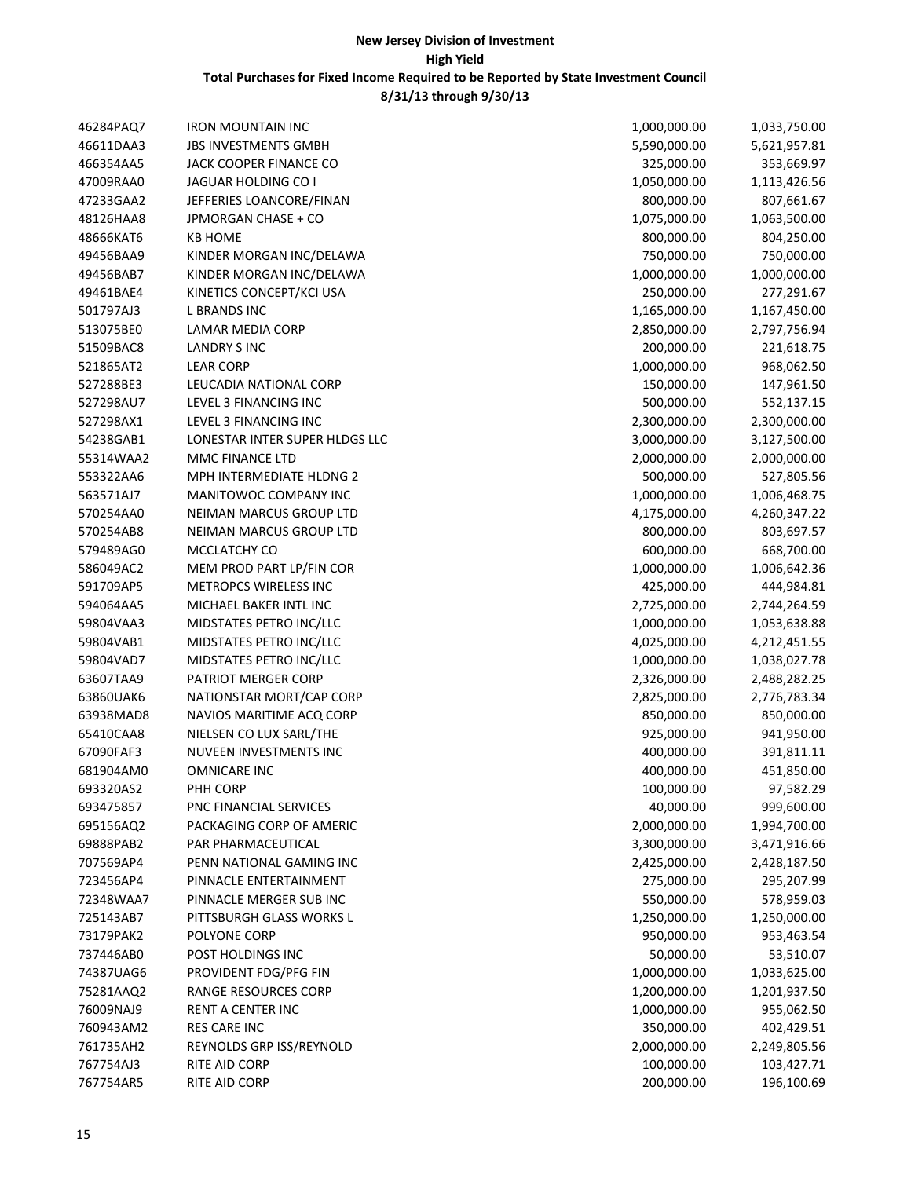**New Jersey Division of Investment**

**High Yield**

**Total Purchases for Fixed Income Required to be Reported by State Investment Council**

**8/31/13 through 9/30/13**

| | | | |
|---|---|---|---|
| 46284PAQ7 | IRON MOUNTAIN INC | 1,000,000.00 | 1,033,750.00 |
| 46611DAA3 | JBS INVESTMENTS GMBH | 5,590,000.00 | 5,621,957.81 |
| 466354AA5 | JACK COOPER FINANCE CO | 325,000.00 | 353,669.97 |
| 47009RAA0 | JAGUAR HOLDING CO I | 1,050,000.00 | 1,113,426.56 |
| 47233GAA2 | JEFFERIES LOANCORE/FINAN | 800,000.00 | 807,661.67 |
| 48126HAA8 | JPMORGAN CHASE + CO | 1,075,000.00 | 1,063,500.00 |
| 48666KAT6 | KB HOME | 800,000.00 | 804,250.00 |
| 49456BAA9 | KINDER MORGAN INC/DELAWA | 750,000.00 | 750,000.00 |
| 49456BAB7 | KINDER MORGAN INC/DELAWA | 1,000,000.00 | 1,000,000.00 |
| 49461BAE4 | KINETICS CONCEPT/KCI USA | 250,000.00 | 277,291.67 |
| 501797AJ3 | L BRANDS INC | 1,165,000.00 | 1,167,450.00 |
| 513075BE0 | LAMAR MEDIA CORP | 2,850,000.00 | 2,797,756.94 |
| 51509BAC8 | LANDRY S INC | 200,000.00 | 221,618.75 |
| 521865AT2 | LEAR CORP | 1,000,000.00 | 968,062.50 |
| 527288BE3 | LEUCADIA NATIONAL CORP | 150,000.00 | 147,961.50 |
| 527298AU7 | LEVEL 3 FINANCING INC | 500,000.00 | 552,137.15 |
| 527298AX1 | LEVEL 3 FINANCING INC | 2,300,000.00 | 2,300,000.00 |
| 54238GAB1 | LONESTAR INTER SUPER HLDGS LLC | 3,000,000.00 | 3,127,500.00 |
| 55314WAA2 | MMC FINANCE LTD | 2,000,000.00 | 2,000,000.00 |
| 553322AA6 | MPH INTERMEDIATE HLDNG 2 | 500,000.00 | 527,805.56 |
| 563571AJ7 | MANITOWOC COMPANY INC | 1,000,000.00 | 1,006,468.75 |
| 570254AA0 | NEIMAN MARCUS GROUP LTD | 4,175,000.00 | 4,260,347.22 |
| 570254AB8 | NEIMAN MARCUS GROUP LTD | 800,000.00 | 803,697.57 |
| 579489AG0 | MCCLATCHY CO | 600,000.00 | 668,700.00 |
| 586049AC2 | MEM PROD PART LP/FIN COR | 1,000,000.00 | 1,006,642.36 |
| 591709AP5 | METROPCS WIRELESS INC | 425,000.00 | 444,984.81 |
| 594064AA5 | MICHAEL BAKER INTL INC | 2,725,000.00 | 2,744,264.59 |
| 59804VAA3 | MIDSTATES PETRO INC/LLC | 1,000,000.00 | 1,053,638.88 |
| 59804VAB1 | MIDSTATES PETRO INC/LLC | 4,025,000.00 | 4,212,451.55 |
| 59804VAD7 | MIDSTATES PETRO INC/LLC | 1,000,000.00 | 1,038,027.78 |
| 63607TAA9 | PATRIOT MERGER CORP | 2,326,000.00 | 2,488,282.25 |
| 63860UAK6 | NATIONSTAR MORT/CAP CORP | 2,825,000.00 | 2,776,783.34 |
| 63938MAD8 | NAVIOS MARITIME ACQ CORP | 850,000.00 | 850,000.00 |
| 65410CAA8 | NIELSEN CO LUX SARL/THE | 925,000.00 | 941,950.00 |
| 67090FAF3 | NUVEEN INVESTMENTS INC | 400,000.00 | 391,811.11 |
| 681904AM0 | OMNICARE INC | 400,000.00 | 451,850.00 |
| 693320AS2 | PHH CORP | 100,000.00 | 97,582.29 |
| 693475857 | PNC FINANCIAL SERVICES | 40,000.00 | 999,600.00 |
| 695156AQ2 | PACKAGING CORP OF AMERIC | 2,000,000.00 | 1,994,700.00 |
| 69888PAB2 | PAR PHARMACEUTICAL | 3,300,000.00 | 3,471,916.66 |
| 707569AP4 | PENN NATIONAL GAMING INC | 2,425,000.00 | 2,428,187.50 |
| 723456AP4 | PINNACLE ENTERTAINMENT | 275,000.00 | 295,207.99 |
| 72348WAA7 | PINNACLE MERGER SUB INC | 550,000.00 | 578,959.03 |
| 725143AB7 | PITTSBURGH GLASS WORKS L | 1,250,000.00 | 1,250,000.00 |
| 73179PAK2 | POLYONE CORP | 950,000.00 | 953,463.54 |
| 737446AB0 | POST HOLDINGS INC | 50,000.00 | 53,510.07 |
| 74387UAG6 | PROVIDENT FDG/PFG FIN | 1,000,000.00 | 1,033,625.00 |
| 75281AAQ2 | RANGE RESOURCES CORP | 1,200,000.00 | 1,201,937.50 |
| 76009NAJ9 | RENT A CENTER INC | 1,000,000.00 | 955,062.50 |
| 760943AM2 | RES CARE INC | 350,000.00 | 402,429.51 |
| 761735AH2 | REYNOLDS GRP ISS/REYNOLD | 2,000,000.00 | 2,249,805.56 |
| 767754AJ3 | RITE AID CORP | 100,000.00 | 103,427.71 |
| 767754AR5 | RITE AID CORP | 200,000.00 | 196,100.69 |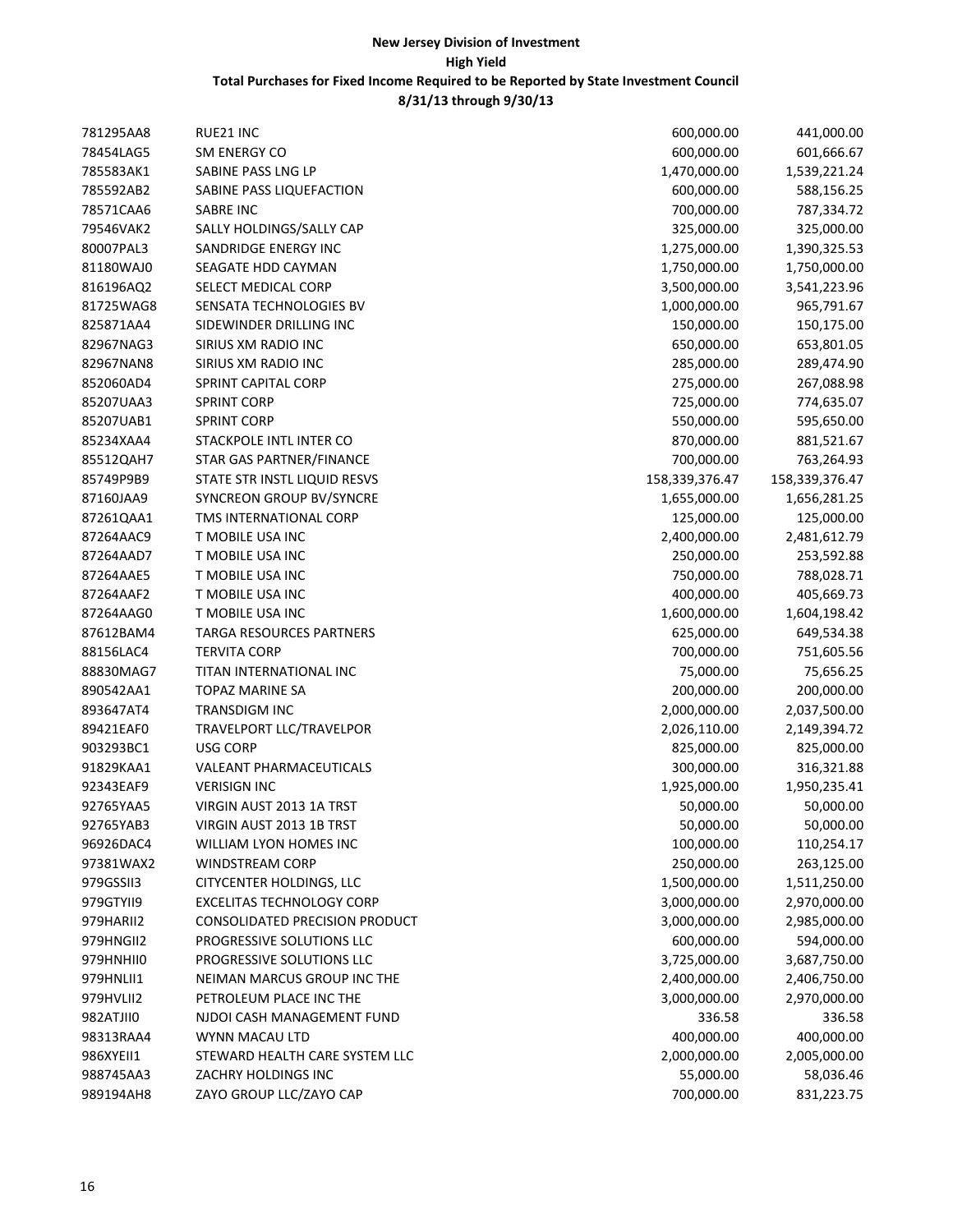# New Jersey Division of Investment
## High Yield
### Total Purchases for Fixed Income Required to be Reported by State Investment Council
### 8/31/13 through 9/30/13

| | | | |
|---|---|---|---|
| 781295AA8 | RUE21 INC | 600,000.00 | 441,000.00 |
| 78454LAG5 | SM ENERGY CO | 600,000.00 | 601,666.67 |
| 785583AK1 | SABINE PASS LNG LP | 1,470,000.00 | 1,539,221.24 |
| 785592AB2 | SABINE PASS LIQUEFACTION | 600,000.00 | 588,156.25 |
| 78571CAA6 | SABRE INC | 700,000.00 | 787,334.72 |
| 79546VAK2 | SALLY HOLDINGS/SALLY CAP | 325,000.00 | 325,000.00 |
| 80007PAL3 | SANDRIDGE ENERGY INC | 1,275,000.00 | 1,390,325.53 |
| 81180WAJ0 | SEAGATE HDD CAYMAN | 1,750,000.00 | 1,750,000.00 |
| 816196AQ2 | SELECT MEDICAL CORP | 3,500,000.00 | 3,541,223.96 |
| 81725WAG8 | SENSATA TECHNOLOGIES BV | 1,000,000.00 | 965,791.67 |
| 825871AA4 | SIDEWINDER DRILLING INC | 150,000.00 | 150,175.00 |
| 82967NAG3 | SIRIUS XM RADIO INC | 650,000.00 | 653,801.05 |
| 82967NAN8 | SIRIUS XM RADIO INC | 285,000.00 | 289,474.90 |
| 852060AD4 | SPRINT CAPITAL CORP | 275,000.00 | 267,088.98 |
| 85207UAA3 | SPRINT CORP | 725,000.00 | 774,635.07 |
| 85207UAB1 | SPRINT CORP | 550,000.00 | 595,650.00 |
| 85234XAA4 | STACKPOLE INTL INTER CO | 870,000.00 | 881,521.67 |
| 85512QAH7 | STAR GAS PARTNER/FINANCE | 700,000.00 | 763,264.93 |
| 85749P9B9 | STATE STR INSTL LIQUID RESVS | 158,339,376.47 | 158,339,376.47 |
| 87160JAA9 | SYNCREON GROUP BV/SYNCRE | 1,655,000.00 | 1,656,281.25 |
| 87261QAA1 | TMS INTERNATIONAL CORP | 125,000.00 | 125,000.00 |
| 87264AAC9 | T MOBILE USA INC | 2,400,000.00 | 2,481,612.79 |
| 87264AAD7 | T MOBILE USA INC | 250,000.00 | 253,592.88 |
| 87264AAE5 | T MOBILE USA INC | 750,000.00 | 788,028.71 |
| 87264AAF2 | T MOBILE USA INC | 400,000.00 | 405,669.73 |
| 87264AAG0 | T MOBILE USA INC | 1,600,000.00 | 1,604,198.42 |
| 87612BAM4 | TARGA RESOURCES PARTNERS | 625,000.00 | 649,534.38 |
| 88156LAC4 | TERVITA CORP | 700,000.00 | 751,605.56 |
| 88830MAG7 | TITAN INTERNATIONAL INC | 75,000.00 | 75,656.25 |
| 890542AA1 | TOPAZ MARINE SA | 200,000.00 | 200,000.00 |
| 893647AT4 | TRANSDIGM INC | 2,000,000.00 | 2,037,500.00 |
| 89421EAF0 | TRAVELPORT LLC/TRAVELPOR | 2,026,110.00 | 2,149,394.72 |
| 903293BC1 | USG CORP | 825,000.00 | 825,000.00 |
| 91829KAA1 | VALEANT PHARMACEUTICALS | 300,000.00 | 316,321.88 |
| 92343EAF9 | VERISIGN INC | 1,925,000.00 | 1,950,235.41 |
| 92765YAA5 | VIRGIN AUST 2013 1A TRST | 50,000.00 | 50,000.00 |
| 92765YAB3 | VIRGIN AUST 2013 1B TRST | 50,000.00 | 50,000.00 |
| 96926DAC4 | WILLIAM LYON HOMES INC | 100,000.00 | 110,254.17 |
| 97381WAX2 | WINDSTREAM CORP | 250,000.00 | 263,125.00 |
| 979GSSII3 | CITYCENTER HOLDINGS, LLC | 1,500,000.00 | 1,511,250.00 |
| 979GTYII9 | EXCELITAS TECHNOLOGY CORP | 3,000,000.00 | 2,970,000.00 |
| 979HARII2 | CONSOLIDATED PRECISION PRODUCT | 3,000,000.00 | 2,985,000.00 |
| 979HNGII2 | PROGRESSIVE SOLUTIONS LLC | 600,000.00 | 594,000.00 |
| 979HNHII0 | PROGRESSIVE SOLUTIONS LLC | 3,725,000.00 | 3,687,750.00 |
| 979HNLII1 | NEIMAN MARCUS GROUP INC THE | 2,400,000.00 | 2,406,750.00 |
| 979HVLII2 | PETROLEUM PLACE INC THE | 3,000,000.00 | 2,970,000.00 |
| 982ATJII0 | NJDOI CASH MANAGEMENT FUND | 336.58 | 336.58 |
| 98313RAA4 | WYNN MACAU LTD | 400,000.00 | 400,000.00 |
| 986XYEII1 | STEWARD HEALTH CARE SYSTEM LLC | 2,000,000.00 | 2,005,000.00 |
| 988745AA3 | ZACHRY HOLDINGS INC | 55,000.00 | 58,036.46 |
| 989194AH8 | ZAYO GROUP LLC/ZAYO CAP | 700,000.00 | 831,223.75 |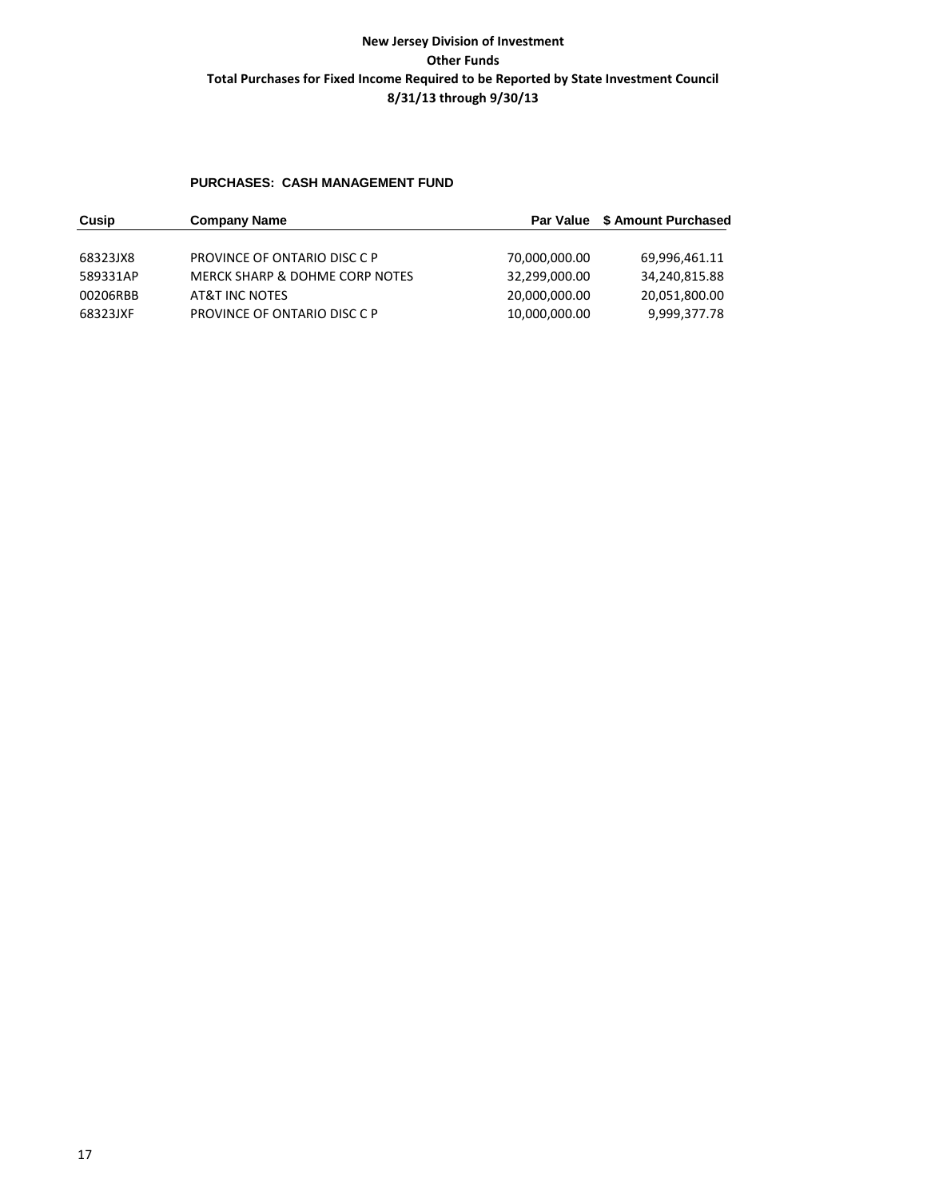**New Jersey Division of Investment**

**Other Funds**

**Total Purchases for Fixed Income Required to be Reported by State Investment Council**

**8/31/13 through 9/30/13**

**PURCHASES: CASH MANAGEMENT FUND**

| Cusip | Company Name | Par Value | $ Amount Purchased |
|---|---|---|---|
| 68323JX8 | PROVINCE OF ONTARIO DISC C P | 70,000,000.00 | 69,996,461.11 |
| 589331AP | MERCK SHARP & DOHME CORP NOTES | 32,299,000.00 | 34,240,815.88 |
| 00206RBB | AT&T INC NOTES | 20,000,000.00 | 20,051,800.00 |
| 68323JXF | PROVINCE OF ONTARIO DISC C P | 10,000,000.00 | 9,999,377.78 |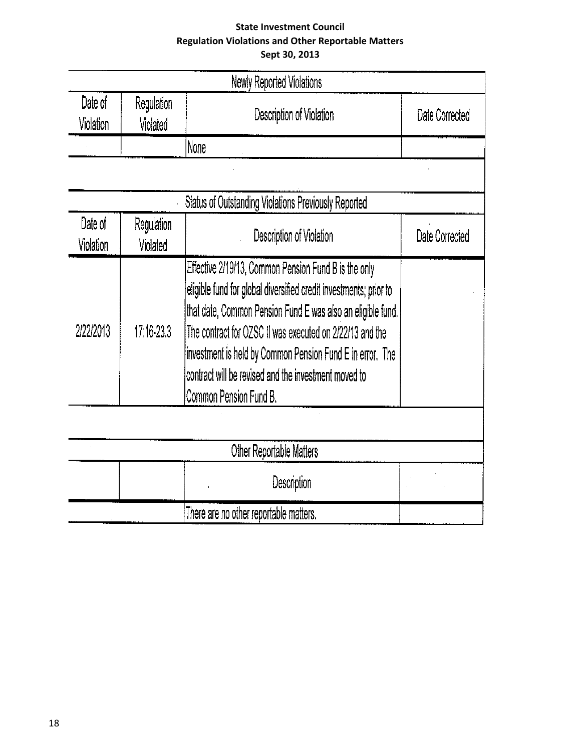**State Investment Council**
**Regulation Violations and Other Reportable Matters**
**Sept 30, 2013**

| Newly Reported Violations | | | |
|---|---|---|---|
| Date of Violation | Regulation Violated | Description of Violation | Date Corrected |
| | | None | |

| Status of Outstanding Violations Previously Reported | | | |
|---|---|---|---|
| Date of Violation | Regulation Violated | Description of Violation | Date Corrected |
| 2/22/2013 | 17:16-23.3 | Effective 2/19/13, Common Pension Fund B is the only eligible fund for global diversified credit investments; prior to that date, Common Pension Fund E was also an eligible fund. The contract for OZSC II was executed on 2/22/13 and the investment is held by Common Pension Fund E in error. The contract will be revised and the investment moved to Common Pension Fund B. | |

| Other Reportable Matters | | | |
|---|---|---|---|
| | | Description | |
| | | There are no other reportable matters. | |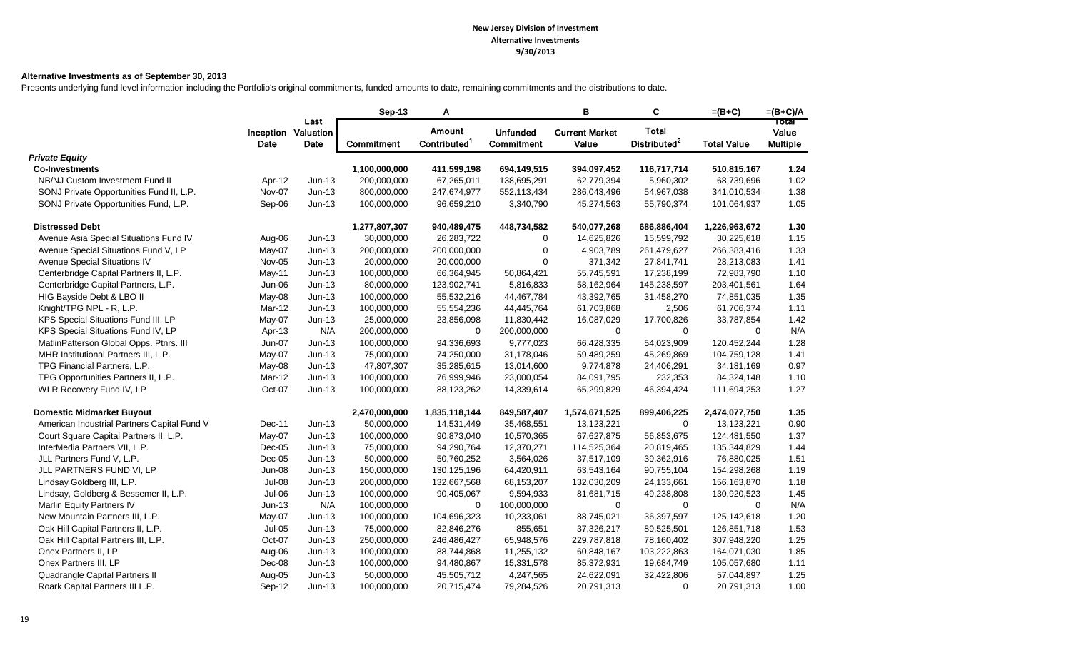**New Jersey Division of Investment**
**Alternative Investments**
**9/30/2013**

**Alternative Investments as of September 30, 2013**

Presents underlying fund level information including the Portfolio's original commitments, funded amounts to date, remaining commitments and the distributions to date.

| | Inception Date | Last Valuation Date | Sep-13 Commitment | A Amount Contributed[1] | Unfunded Commitment | B Current Market Value | C Total Distributed[2] | =(B+C) Total Value | =(B+C)/A Total Value Multiple |
|---|---|---|---|---|---|---|---|---|---|
| ***Private Equity*** | | | | | | | | | |
| **Co-Investments** | | | **1,100,000,000** | **411,599,198** | **694,149,515** | **394,097,452** | **116,717,714** | **510,815,167** | **1.24** |
| NB/NJ Custom Investment Fund II | Apr-12 | Jun-13 | 200,000,000 | 67,265,011 | 138,695,291 | 62,779,394 | 5,960,302 | 68,739,696 | 1.02 |
| SONJ Private Opportunities Fund II, L.P. | Nov-07 | Jun-13 | 800,000,000 | 247,674,977 | 552,113,434 | 286,043,496 | 54,967,038 | 341,010,534 | 1.38 |
| SONJ Private Opportunities Fund, L.P. | Sep-06 | Jun-13 | 100,000,000 | 96,659,210 | 3,340,790 | 45,274,563 | 55,790,374 | 101,064,937 | 1.05 |
| **Distressed Debt** | | | **1,277,807,307** | **940,489,475** | **448,734,582** | **540,077,268** | **686,886,404** | **1,226,963,672** | **1.30** |
| Avenue Asia Special Situations Fund IV | Aug-06 | Jun-13 | 30,000,000 | 26,283,722 | 0 | 14,625,826 | 15,599,792 | 30,225,618 | 1.15 |
| Avenue Special Situations Fund V, LP | May-07 | Jun-13 | 200,000,000 | 200,000,000 | 0 | 4,903,789 | 261,479,627 | 266,383,416 | 1.33 |
| Avenue Special Situations IV | Nov-05 | Jun-13 | 20,000,000 | 20,000,000 | 0 | 371,342 | 27,841,741 | 28,213,083 | 1.41 |
| Centerbridge Capital Partners II, L.P. | May-11 | Jun-13 | 100,000,000 | 66,364,945 | 50,864,421 | 55,745,591 | 17,238,199 | 72,983,790 | 1.10 |
| Centerbridge Capital Partners, L.P. | Jun-06 | Jun-13 | 80,000,000 | 123,902,741 | 5,816,833 | 58,162,964 | 145,238,597 | 203,401,561 | 1.64 |
| HIG Bayside Debt & LBO II | May-08 | Jun-13 | 100,000,000 | 55,532,216 | 44,467,784 | 43,392,765 | 31,458,270 | 74,851,035 | 1.35 |
| Knight/TPG NPL - R, L.P. | Mar-12 | Jun-13 | 100,000,000 | 55,554,236 | 44,445,764 | 61,703,868 | 2,506 | 61,706,374 | 1.11 |
| KPS Special Situations Fund III, LP | May-07 | Jun-13 | 25,000,000 | 23,856,098 | 11,830,442 | 16,087,029 | 17,700,826 | 33,787,854 | 1.42 |
| KPS Special Situations Fund IV, LP | Apr-13 | N/A | 200,000,000 | 0 | 200,000,000 | 0 | 0 | 0 | N/A |
| MatlinPatterson Global Opps. Ptnrs. III | Jun-07 | Jun-13 | 100,000,000 | 94,336,693 | 9,777,023 | 66,428,335 | 54,023,909 | 120,452,244 | 1.28 |
| MHR Institutional Partners III, L.P. | May-07 | Jun-13 | 75,000,000 | 74,250,000 | 31,178,046 | 59,489,259 | 45,269,869 | 104,759,128 | 1.41 |
| TPG Financial Partners, L.P. | May-08 | Jun-13 | 47,807,307 | 35,285,615 | 13,014,600 | 9,774,878 | 24,406,291 | 34,181,169 | 0.97 |
| TPG Opportunities Partners II, L.P. | Mar-12 | Jun-13 | 100,000,000 | 76,999,946 | 23,000,054 | 84,091,795 | 232,353 | 84,324,148 | 1.10 |
| WLR Recovery Fund IV, LP | Oct-07 | Jun-13 | 100,000,000 | 88,123,262 | 14,339,614 | 65,299,829 | 46,394,424 | 111,694,253 | 1.27 |
| **Domestic Midmarket Buyout** | | | **2,470,000,000** | **1,835,118,144** | **849,587,407** | **1,574,671,525** | **899,406,225** | **2,474,077,750** | **1.35** |
| American Industrial Partners Capital Fund V | Dec-11 | Jun-13 | 50,000,000 | 14,531,449 | 35,468,551 | 13,123,221 | 0 | 13,123,221 | 0.90 |
| Court Square Capital Partners II, L.P. | May-07 | Jun-13 | 100,000,000 | 90,873,040 | 10,570,365 | 67,627,875 | 56,853,675 | 124,481,550 | 1.37 |
| InterMedia Partners VII, L.P. | Dec-05 | Jun-13 | 75,000,000 | 94,290,764 | 12,370,271 | 114,525,364 | 20,819,465 | 135,344,829 | 1.44 |
| JLL Partners Fund V, L.P. | Dec-05 | Jun-13 | 50,000,000 | 50,760,252 | 3,564,026 | 37,517,109 | 39,362,916 | 76,880,025 | 1.51 |
| JLL PARTNERS FUND VI, LP | Jun-08 | Jun-13 | 150,000,000 | 130,125,196 | 64,420,911 | 63,543,164 | 90,755,104 | 154,298,268 | 1.19 |
| Lindsay Goldberg III, L.P. | Jul-08 | Jun-13 | 200,000,000 | 132,667,568 | 68,153,207 | 132,030,209 | 24,133,661 | 156,163,870 | 1.18 |
| Lindsay, Goldberg & Bessemer II, L.P. | Jul-06 | Jun-13 | 100,000,000 | 90,405,067 | 9,594,933 | 81,681,715 | 49,238,808 | 130,920,523 | 1.45 |
| Marlin Equity Partners IV | Jun-13 | N/A | 100,000,000 | 0 | 100,000,000 | 0 | 0 | 0 | N/A |
| New Mountain Partners III, L.P. | May-07 | Jun-13 | 100,000,000 | 104,696,323 | 10,233,061 | 88,745,021 | 36,397,597 | 125,142,618 | 1.20 |
| Oak Hill Capital Partners II, L.P. | Jul-05 | Jun-13 | 75,000,000 | 82,846,276 | 855,651 | 37,326,217 | 89,525,501 | 126,851,718 | 1.53 |
| Oak Hill Capital Partners III, L.P. | Oct-07 | Jun-13 | 250,000,000 | 246,486,427 | 65,948,576 | 229,787,818 | 78,160,402 | 307,948,220 | 1.25 |
| Onex Partners II, LP | Aug-06 | Jun-13 | 100,000,000 | 88,744,868 | 11,255,132 | 60,848,167 | 103,222,863 | 164,071,030 | 1.85 |
| Onex Partners III, LP | Dec-08 | Jun-13 | 100,000,000 | 94,480,867 | 15,331,578 | 85,372,931 | 19,684,749 | 105,057,680 | 1.11 |
| Quadrangle Capital Partners II | Aug-05 | Jun-13 | 50,000,000 | 45,505,712 | 4,247,565 | 24,622,091 | 32,422,806 | 57,044,897 | 1.25 |
| Roark Capital Partners III L.P. | Sep-12 | Jun-13 | 100,000,000 | 20,715,474 | 79,284,526 | 20,791,313 | 0 | 20,791,313 | 1.00 |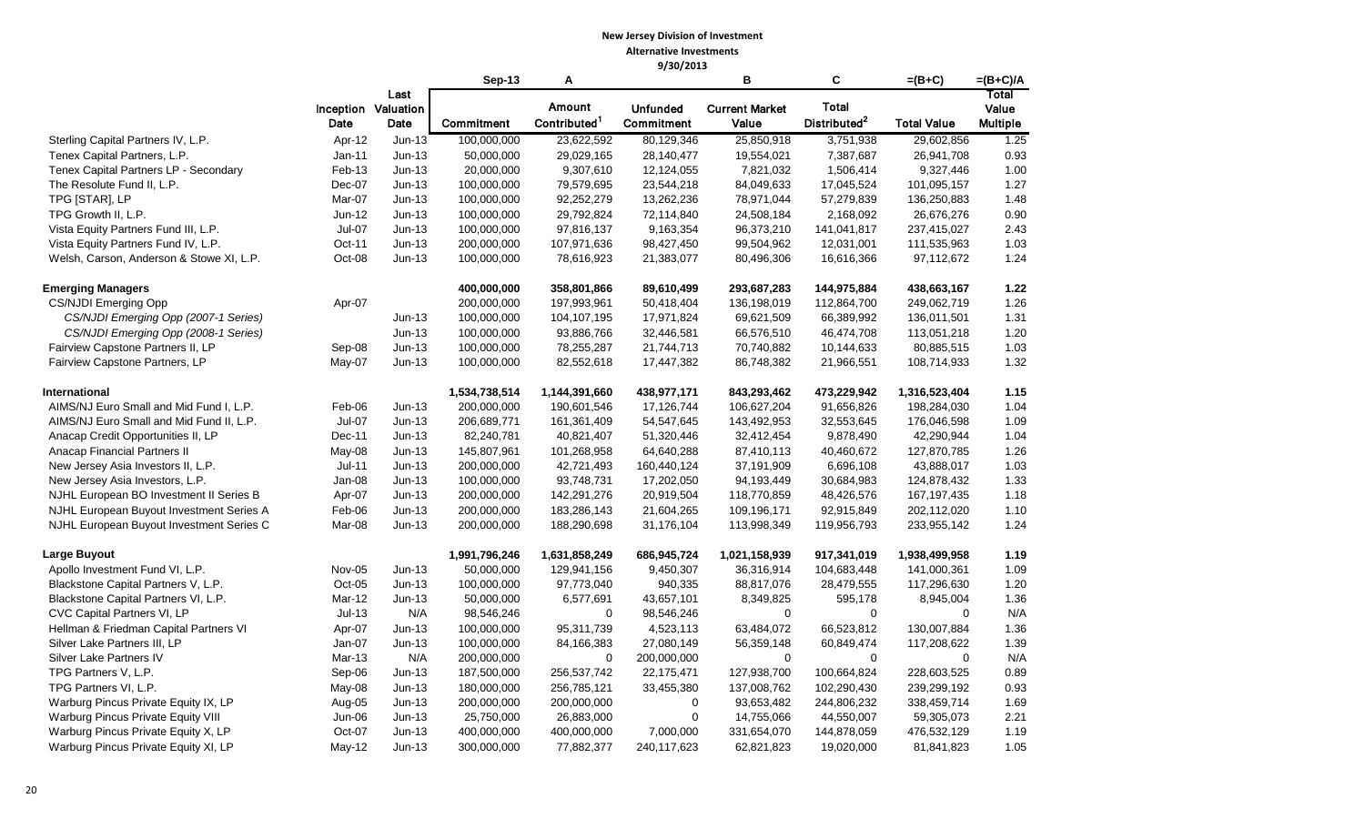**New Jersey Division of Investment**

**Alternative Investments**

**9/30/2013**

| | Inception Date | Last Valuation Date | Sep-13 Commitment | A Amount Contributed[1] | Unfunded Commitment | B Current Market Value | C Total Distributed[2] | =(B+C) Total Value | =(B+C)/A Total Value Multiple |
|---|---|---|---|---|---|---|---|---|---|
| Sterling Capital Partners IV, L.P. | Apr-12 | Jun-13 | 100,000,000 | 23,622,592 | 80,129,346 | 25,850,918 | 3,751,938 | 29,602,856 | 1.25 |
| Tenex Capital Partners, L.P. | Jan-11 | Jun-13 | 50,000,000 | 29,029,165 | 28,140,477 | 19,554,021 | 7,387,687 | 26,941,708 | 0.93 |
| Tenex Capital Partners LP - Secondary | Feb-13 | Jun-13 | 20,000,000 | 9,307,610 | 12,124,055 | 7,821,032 | 1,506,414 | 9,327,446 | 1.00 |
| The Resolute Fund II, L.P. | Dec-07 | Jun-13 | 100,000,000 | 79,579,695 | 23,544,218 | 84,049,633 | 17,045,524 | 101,095,157 | 1.27 |
| TPG [STAR], LP | Mar-07 | Jun-13 | 100,000,000 | 92,252,279 | 13,262,236 | 78,971,044 | 57,279,839 | 136,250,883 | 1.48 |
| TPG Growth II, L.P. | Jun-12 | Jun-13 | 100,000,000 | 29,792,824 | 72,114,840 | 24,508,184 | 2,168,092 | 26,676,276 | 0.90 |
| Vista Equity Partners Fund III, L.P. | Jul-07 | Jun-13 | 100,000,000 | 97,816,137 | 9,163,354 | 96,373,210 | 141,041,817 | 237,415,027 | 2.43 |
| Vista Equity Partners Fund IV, L.P. | Oct-11 | Jun-13 | 200,000,000 | 107,971,636 | 98,427,450 | 99,504,962 | 12,031,001 | 111,535,963 | 1.03 |
| Welsh, Carson, Anderson & Stowe XI, L.P. | Oct-08 | Jun-13 | 100,000,000 | 78,616,923 | 21,383,077 | 80,496,306 | 16,616,366 | 97,112,672 | 1.24 |
| | | | | | | | | | |
| **Emerging Managers** | | | **400,000,000** | **358,801,866** | **89,610,499** | **293,687,283** | **144,975,884** | **438,663,167** | **1.22** |
| CS/NJDI Emerging Opp | Apr-07 | | 200,000,000 | 197,993,961 | 50,418,404 | 136,198,019 | 112,864,700 | 249,062,719 | 1.26 |
| *CS/NJDI Emerging Opp (2007-1 Series)* | | Jun-13 | 100,000,000 | 104,107,195 | 17,971,824 | 69,621,509 | 66,389,992 | 136,011,501 | 1.31 |
| *CS/NJDI Emerging Opp (2008-1 Series)* | | Jun-13 | 100,000,000 | 93,886,766 | 32,446,581 | 66,576,510 | 46,474,708 | 113,051,218 | 1.20 |
| Fairview Capstone Partners II, LP | Sep-08 | Jun-13 | 100,000,000 | 78,255,287 | 21,744,713 | 70,740,882 | 10,144,633 | 80,885,515 | 1.03 |
| Fairview Capstone Partners, LP | May-07 | Jun-13 | 100,000,000 | 82,552,618 | 17,447,382 | 86,748,382 | 21,966,551 | 108,714,933 | 1.32 |
| | | | | | | | | | |
| **International** | | | **1,534,738,514** | **1,144,391,660** | **438,977,171** | **843,293,462** | **473,229,942** | **1,316,523,404** | **1.15** |
| AIMS/NJ Euro Small and Mid Fund I, L.P. | Feb-06 | Jun-13 | 200,000,000 | 190,601,546 | 17,126,744 | 106,627,204 | 91,656,826 | 198,284,030 | 1.04 |
| AIMS/NJ Euro Small and Mid Fund II, L.P. | Jul-07 | Jun-13 | 206,689,771 | 161,361,409 | 54,547,645 | 143,492,953 | 32,553,645 | 176,046,598 | 1.09 |
| Anacap Credit Opportunities II, LP | Dec-11 | Jun-13 | 82,240,781 | 40,821,407 | 51,320,446 | 32,412,454 | 9,878,490 | 42,290,944 | 1.04 |
| Anacap Financial Partners II | May-08 | Jun-13 | 145,807,961 | 101,268,958 | 64,640,288 | 87,410,113 | 40,460,672 | 127,870,785 | 1.26 |
| New Jersey Asia Investors II, L.P. | Jul-11 | Jun-13 | 200,000,000 | 42,721,493 | 160,440,124 | 37,191,909 | 6,696,108 | 43,888,017 | 1.03 |
| New Jersey Asia Investors, L.P. | Jan-08 | Jun-13 | 100,000,000 | 93,748,731 | 17,202,050 | 94,193,449 | 30,684,983 | 124,878,432 | 1.33 |
| NJHL European BO Investment II Series B | Apr-07 | Jun-13 | 200,000,000 | 142,291,276 | 20,919,504 | 118,770,859 | 48,426,576 | 167,197,435 | 1.18 |
| NJHL European Buyout Investment Series A | Feb-06 | Jun-13 | 200,000,000 | 183,286,143 | 21,604,265 | 109,196,171 | 92,915,849 | 202,112,020 | 1.10 |
| NJHL European Buyout Investment Series C | Mar-08 | Jun-13 | 200,000,000 | 188,290,698 | 31,176,104 | 113,998,349 | 119,956,793 | 233,955,142 | 1.24 |
| | | | | | | | | | |
| **Large Buyout** | | | **1,991,796,246** | **1,631,858,249** | **686,945,724** | **1,021,158,939** | **917,341,019** | **1,938,499,958** | **1.19** |
| Apollo Investment Fund VI, L.P. | Nov-05 | Jun-13 | 50,000,000 | 129,941,156 | 9,450,307 | 36,316,914 | 104,683,448 | 141,000,361 | 1.09 |
| Blackstone Capital Partners V, L.P. | Oct-05 | Jun-13 | 100,000,000 | 97,773,040 | 940,335 | 88,817,076 | 28,479,555 | 117,296,630 | 1.20 |
| Blackstone Capital Partners VI, L.P. | Mar-12 | Jun-13 | 50,000,000 | 6,577,691 | 43,657,101 | 8,349,825 | 595,178 | 8,945,004 | 1.36 |
| CVC Capital Partners VI, LP | Jul-13 | N/A | 98,546,246 | 0 | 98,546,246 | 0 | 0 | 0 | N/A |
| Hellman & Friedman Capital Partners VI | Apr-07 | Jun-13 | 100,000,000 | 95,311,739 | 4,523,113 | 63,484,072 | 66,523,812 | 130,007,884 | 1.36 |
| Silver Lake Partners III, LP | Jan-07 | Jun-13 | 100,000,000 | 84,166,383 | 27,080,149 | 56,359,148 | 60,849,474 | 117,208,622 | 1.39 |
| Silver Lake Partners IV | Mar-13 | N/A | 200,000,000 | 0 | 200,000,000 | 0 | 0 | 0 | N/A |
| TPG Partners V, L.P. | Sep-06 | Jun-13 | 187,500,000 | 256,537,742 | 22,175,471 | 127,938,700 | 100,664,824 | 228,603,525 | 0.89 |
| TPG Partners VI, L.P. | May-08 | Jun-13 | 180,000,000 | 256,785,121 | 33,455,380 | 137,008,762 | 102,290,430 | 239,299,192 | 0.93 |
| Warburg Pincus Private Equity IX, LP | Aug-05 | Jun-13 | 200,000,000 | 200,000,000 | 0 | 93,653,482 | 244,806,232 | 338,459,714 | 1.69 |
| Warburg Pincus Private Equity VIII | Jun-06 | Jun-13 | 25,750,000 | 26,883,000 | 0 | 14,755,066 | 44,550,007 | 59,305,073 | 2.21 |
| Warburg Pincus Private Equity X, LP | Oct-07 | Jun-13 | 400,000,000 | 400,000,000 | 7,000,000 | 331,654,070 | 144,878,059 | 476,532,129 | 1.19 |
| Warburg Pincus Private Equity XI, LP | May-12 | Jun-13 | 300,000,000 | 77,882,377 | 240,117,623 | 62,821,823 | 19,020,000 | 81,841,823 | 1.05 |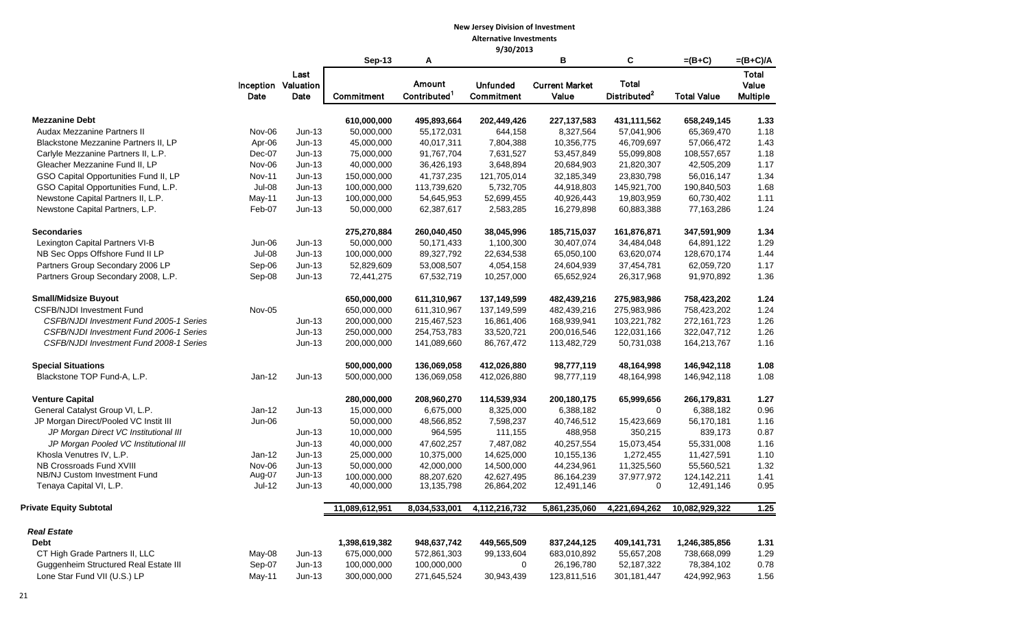**New Jersey Division of Investment**
**Alternative Investments**
**9/30/2013**

| | Inception Date | Last Valuation Date | Sep-13 Commitment | A Amount Contributed[1] | Unfunded Commitment | B Current Market Value | C Total Distributed[2] | =(B+C) Total Value | =(B+C)/A Total Value Multiple |
|---|---|---|---|---|---|---|---|---|---|
| **Mezzanine Debt** | | | **610,000,000** | **495,893,664** | **202,449,426** | **227,137,583** | **431,111,562** | **658,249,145** | **1.33** |
| Audax Mezzanine Partners II | Nov-06 | Jun-13 | 50,000,000 | 55,172,031 | 644,158 | 8,327,564 | 57,041,906 | 65,369,470 | 1.18 |
| Blackstone Mezzanine Partners II, LP | Apr-06 | Jun-13 | 45,000,000 | 40,017,311 | 7,804,388 | 10,356,775 | 46,709,697 | 57,066,472 | 1.43 |
| Carlyle Mezzanine Partners II, L.P. | Dec-07 | Jun-13 | 75,000,000 | 91,767,704 | 7,631,527 | 53,457,849 | 55,099,808 | 108,557,657 | 1.18 |
| Gleacher Mezzanine Fund II, LP | Nov-06 | Jun-13 | 40,000,000 | 36,426,193 | 3,648,894 | 20,684,903 | 21,820,307 | 42,505,209 | 1.17 |
| GSO Capital Opportunities Fund II, LP | Nov-11 | Jun-13 | 150,000,000 | 41,737,235 | 121,705,014 | 32,185,349 | 23,830,798 | 56,016,147 | 1.34 |
| GSO Capital Opportunities Fund, L.P. | Jul-08 | Jun-13 | 100,000,000 | 113,739,620 | 5,732,705 | 44,918,803 | 145,921,700 | 190,840,503 | 1.68 |
| Newstone Capital Partners II, L.P. | May-11 | Jun-13 | 100,000,000 | 54,645,953 | 52,699,455 | 40,926,443 | 19,803,959 | 60,730,402 | 1.11 |
| Newstone Capital Partners, L.P. | Feb-07 | Jun-13 | 50,000,000 | 62,387,617 | 2,583,285 | 16,279,898 | 60,883,388 | 77,163,286 | 1.24 |
| **Secondaries** | | | **275,270,884** | **260,040,450** | **38,045,996** | **185,715,037** | **161,876,871** | **347,591,909** | **1.34** |
| Lexington Capital Partners VI-B | Jun-06 | Jun-13 | 50,000,000 | 50,171,433 | 1,100,300 | 30,407,074 | 34,484,048 | 64,891,122 | 1.29 |
| NB Sec Opps Offshore Fund II LP | Jul-08 | Jun-13 | 100,000,000 | 89,327,792 | 22,634,538 | 65,050,100 | 63,620,074 | 128,670,174 | 1.44 |
| Partners Group Secondary 2006 LP | Sep-06 | Jun-13 | 52,829,609 | 53,008,507 | 4,054,158 | 24,604,939 | 37,454,781 | 62,059,720 | 1.17 |
| Partners Group Secondary 2008, L.P. | Sep-08 | Jun-13 | 72,441,275 | 67,532,719 | 10,257,000 | 65,652,924 | 26,317,968 | 91,970,892 | 1.36 |
| **Small/Midsize Buyout** | | | **650,000,000** | **611,310,967** | **137,149,599** | **482,439,216** | **275,983,986** | **758,423,202** | **1.24** |
| CSFB/NJDI Investment Fund | Nov-05 | | 650,000,000 | 611,310,967 | 137,149,599 | 482,439,216 | 275,983,986 | 758,423,202 | 1.24 |
| *CSFB/NJDI Investment Fund 2005-1 Series* | | Jun-13 | 200,000,000 | 215,467,523 | 16,861,406 | 168,939,941 | 103,221,782 | 272,161,723 | 1.26 |
| *CSFB/NJDI Investment Fund 2006-1 Series* | | Jun-13 | 250,000,000 | 254,753,783 | 33,520,721 | 200,016,546 | 122,031,166 | 322,047,712 | 1.26 |
| *CSFB/NJDI Investment Fund 2008-1 Series* | | Jun-13 | 200,000,000 | 141,089,660 | 86,767,472 | 113,482,729 | 50,731,038 | 164,213,767 | 1.16 |
| **Special Situations** | | | **500,000,000** | **136,069,058** | **412,026,880** | **98,777,119** | **48,164,998** | **146,942,118** | **1.08** |
| Blackstone TOP Fund-A, L.P. | Jan-12 | Jun-13 | 500,000,000 | 136,069,058 | 412,026,880 | 98,777,119 | 48,164,998 | 146,942,118 | 1.08 |
| **Venture Capital** | | | **280,000,000** | **208,960,270** | **114,539,934** | **200,180,175** | **65,999,656** | **266,179,831** | **1.27** |
| General Catalyst Group VI, L.P. | Jan-12 | Jun-13 | 15,000,000 | 6,675,000 | 8,325,000 | 6,388,182 | 0 | 6,388,182 | 0.96 |
| JP Morgan Direct/Pooled VC Instit III | Jun-06 | | 50,000,000 | 48,566,852 | 7,598,237 | 40,746,512 | 15,423,669 | 56,170,181 | 1.16 |
| *JP Morgan Direct VC Institutional III* | | Jun-13 | 10,000,000 | 964,595 | 111,155 | 488,958 | 350,215 | 839,173 | 0.87 |
| *JP Morgan Pooled VC Institutional III* | | Jun-13 | 40,000,000 | 47,602,257 | 7,487,082 | 40,257,554 | 15,073,454 | 55,331,008 | 1.16 |
| Khosla Venutres IV, L.P. | Jan-12 | Jun-13 | 25,000,000 | 10,375,000 | 14,625,000 | 10,155,136 | 1,272,455 | 11,427,591 | 1.10 |
| NB Crossroads Fund XVIII | Nov-06 | Jun-13 | 50,000,000 | 42,000,000 | 14,500,000 | 44,234,961 | 11,325,560 | 55,560,521 | 1.32 |
| NB/NJ Custom Investment Fund | Aug-07 | Jun-13 | 100,000,000 | 88,207,620 | 42,627,495 | 86,164,239 | 37,977,972 | 124,142,211 | 1.41 |
| Tenaya Capital VI, L.P. | Jul-12 | Jun-13 | 40,000,000 | 13,135,798 | 26,864,202 | 12,491,146 | 0 | 12,491,146 | 0.95 |
| **Private Equity Subtotal** | | | **11,089,612,951** | **8,034,533,001** | **4,112,216,732** | **5,861,235,060** | **4,221,694,262** | **10,082,929,322** | **1.25** |
| ***Real Estate*** | | | | | | | | | |
| **Debt** | | | **1,398,619,382** | **948,637,742** | **449,565,509** | **837,244,125** | **409,141,731** | **1,246,385,856** | **1.31** |
| CT High Grade Partners II, LLC | May-08 | Jun-13 | 675,000,000 | 572,861,303 | 99,133,604 | 683,010,892 | 55,657,208 | 738,668,099 | 1.29 |
| Guggenheim Structured Real Estate III | Sep-07 | Jun-13 | 100,000,000 | 100,000,000 | 0 | 26,196,780 | 52,187,322 | 78,384,102 | 0.78 |
| Lone Star Fund VII (U.S.) LP | May-11 | Jun-13 | 300,000,000 | 271,645,524 | 30,943,439 | 123,811,516 | 301,181,447 | 424,992,963 | 1.56 |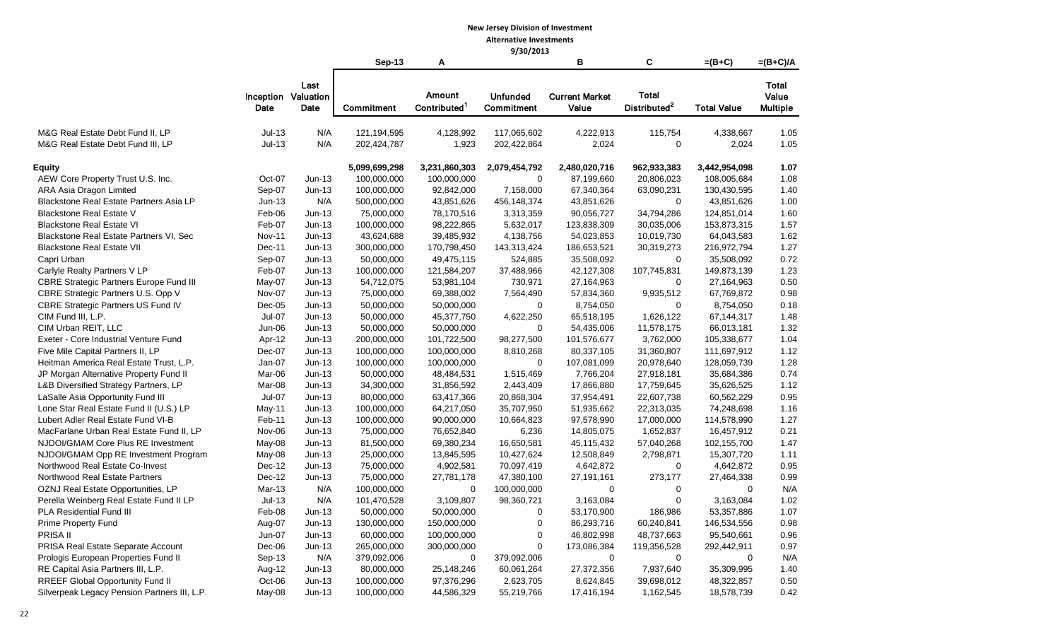**New Jersey Division of Investment**

**Alternative Investments**

**9/30/2013**

| | Inception Date | Last Valuation Date | Sep-13 Commitment | A Amount Contributed[1] | Unfunded Commitment | B Current Market Value | C Total Distributed[2] | =(B+C) Total Value | =(B+C)/A Total Value Multiple |
|---|---|---|---|---|---|---|---|---|---|
| M&G Real Estate Debt Fund II, LP | Jul-13 | N/A | 121,194,595 | 4,128,992 | 117,065,602 | 4,222,913 | 115,754 | 4,338,667 | 1.05 |
| M&G Real Estate Debt Fund III, LP | Jul-13 | N/A | 202,424,787 | 1,923 | 202,422,864 | 2,024 | 0 | 2,024 | 1.05 |
| **Equity** | | | 5,099,699,298 | 3,231,860,303 | 2,079,454,792 | 2,480,020,716 | 962,933,383 | 3,442,954,098 | 1.07 |
| AEW Core Property Trust U.S. Inc. | Oct-07 | Jun-13 | 100,000,000 | 100,000,000 | 0 | 87,199,660 | 20,806,023 | 108,005,684 | 1.08 |
| ARA Asia Dragon Limited | Sep-07 | Jun-13 | 100,000,000 | 92,842,000 | 7,158,000 | 67,340,364 | 63,090,231 | 130,430,595 | 1.40 |
| Blackstone Real Estate Partners Asia LP | Jun-13 | N/A | 500,000,000 | 43,851,626 | 456,148,374 | 43,851,626 | 0 | 43,851,626 | 1.00 |
| Blackstone Real Estate V | Feb-06 | Jun-13 | 75,000,000 | 78,170,516 | 3,313,359 | 90,056,727 | 34,794,286 | 124,851,014 | 1.60 |
| Blackstone Real Estate VI | Feb-07 | Jun-13 | 100,000,000 | 98,222,865 | 5,632,017 | 123,838,309 | 30,035,006 | 153,873,315 | 1.57 |
| Blackstone Real Estate Partners VI, Sec | Nov-11 | Jun-13 | 43,624,688 | 39,485,932 | 4,138,756 | 54,023,853 | 10,019,730 | 64,043,583 | 1.62 |
| Blackstone Real Estate VII | Dec-11 | Jun-13 | 300,000,000 | 170,798,450 | 143,313,424 | 186,653,521 | 30,319,273 | 216,972,794 | 1.27 |
| Capri Urban | Sep-07 | Jun-13 | 50,000,000 | 49,475,115 | 524,885 | 35,508,092 | 0 | 35,508,092 | 0.72 |
| Carlyle Realty Partners V LP | Feb-07 | Jun-13 | 100,000,000 | 121,584,207 | 37,488,966 | 42,127,308 | 107,745,831 | 149,873,139 | 1.23 |
| CBRE Strategic Partners Europe Fund III | May-07 | Jun-13 | 54,712,075 | 53,981,104 | 730,971 | 27,164,963 | 0 | 27,164,963 | 0.50 |
| CBRE Strategic Partners U.S. Opp V | Nov-07 | Jun-13 | 75,000,000 | 69,388,002 | 7,564,490 | 57,834,360 | 9,935,512 | 67,769,872 | 0.98 |
| CBRE Strategic Partners US Fund IV | Dec-05 | Jun-13 | 50,000,000 | 50,000,000 | 0 | 8,754,050 | 0 | 8,754,050 | 0.18 |
| CIM Fund III, L.P. | Jul-07 | Jun-13 | 50,000,000 | 45,377,750 | 4,622,250 | 65,518,195 | 1,626,122 | 67,144,317 | 1.48 |
| CIM Urban REIT, LLC | Jun-06 | Jun-13 | 50,000,000 | 50,000,000 | 0 | 54,435,006 | 11,578,175 | 66,013,181 | 1.32 |
| Exeter - Core Industrial Venture Fund | Apr-12 | Jun-13 | 200,000,000 | 101,722,500 | 98,277,500 | 101,576,677 | 3,762,000 | 105,338,677 | 1.04 |
| Five Mile Capital Partners II, LP | Dec-07 | Jun-13 | 100,000,000 | 100,000,000 | 8,810,268 | 80,337,105 | 31,360,807 | 111,697,912 | 1.12 |
| Heitman America Real Estate Trust, L.P. | Jan-07 | Jun-13 | 100,000,000 | 100,000,000 | 0 | 107,081,099 | 20,978,640 | 128,059,739 | 1.28 |
| JP Morgan Alternative Property Fund II | Mar-06 | Jun-13 | 50,000,000 | 48,484,531 | 1,515,469 | 7,766,204 | 27,918,181 | 35,684,386 | 0.74 |
| L&B Diversified Strategy Partners, LP | Mar-08 | Jun-13 | 34,300,000 | 31,856,592 | 2,443,409 | 17,866,880 | 17,759,645 | 35,626,525 | 1.12 |
| LaSalle Asia Opportunity Fund III | Jul-07 | Jun-13 | 80,000,000 | 63,417,366 | 20,868,304 | 37,954,491 | 22,607,738 | 60,562,229 | 0.95 |
| Lone Star Real Estate Fund II (U.S.) LP | May-11 | Jun-13 | 100,000,000 | 64,217,050 | 35,707,950 | 51,935,662 | 22,313,035 | 74,248,698 | 1.16 |
| Lubert Adler Real Estate Fund VI-B | Feb-11 | Jun-13 | 100,000,000 | 90,000,000 | 10,664,823 | 97,578,990 | 17,000,000 | 114,578,990 | 1.27 |
| MacFarlane Urban Real Estate Fund II, LP | Nov-06 | Jun-13 | 75,000,000 | 76,652,840 | 6,236 | 14,805,075 | 1,652,837 | 16,457,912 | 0.21 |
| NJDOI/GMAM Core Plus RE Investment | May-08 | Jun-13 | 81,500,000 | 69,380,234 | 16,650,581 | 45,115,432 | 57,040,268 | 102,155,700 | 1.47 |
| NJDOI/GMAM Opp RE Investment Program | May-08 | Jun-13 | 25,000,000 | 13,845,595 | 10,427,624 | 12,508,849 | 2,798,871 | 15,307,720 | 1.11 |
| Northwood Real Estate Co-Invest | Dec-12 | Jun-13 | 75,000,000 | 4,902,581 | 70,097,419 | 4,642,872 | 0 | 4,642,872 | 0.95 |
| Northwood Real Estate Partners | Dec-12 | Jun-13 | 75,000,000 | 27,781,178 | 47,380,100 | 27,191,161 | 273,177 | 27,464,338 | 0.99 |
| OZNJ Real Estate Opportunities, LP | Mar-13 | N/A | 100,000,000 | 0 | 100,000,000 | 0 | 0 | 0 | N/A |
| Perella Weinberg Real Estate Fund II LP | Jul-13 | N/A | 101,470,528 | 3,109,807 | 98,360,721 | 3,163,084 | 0 | 3,163,084 | 1.02 |
| PLA Residential Fund III | Feb-08 | Jun-13 | 50,000,000 | 50,000,000 | 0 | 53,170,900 | 186,986 | 53,357,886 | 1.07 |
| Prime Property Fund | Aug-07 | Jun-13 | 130,000,000 | 150,000,000 | 0 | 86,293,716 | 60,240,841 | 146,534,556 | 0.98 |
| PRISA II | Jun-07 | Jun-13 | 60,000,000 | 100,000,000 | 0 | 46,802,998 | 48,737,663 | 95,540,661 | 0.96 |
| PRISA Real Estate Separate Account | Dec-06 | Jun-13 | 265,000,000 | 300,000,000 | 0 | 173,086,384 | 119,356,528 | 292,442,911 | 0.97 |
| Prologis European Properties Fund II | Sep-13 | N/A | 379,092,006 | 0 | 379,092,006 | 0 | 0 | 0 | N/A |
| RE Capital Asia Partners III, L.P. | Aug-12 | Jun-13 | 80,000,000 | 25,148,246 | 60,061,264 | 27,372,356 | 7,937,640 | 35,309,995 | 1.40 |
| RREEF Global Opportunity Fund II | Oct-06 | Jun-13 | 100,000,000 | 97,376,296 | 2,623,705 | 8,624,845 | 39,698,012 | 48,322,857 | 0.50 |
| Silverpeak Legacy Pension Partners III, L.P. | May-08 | Jun-13 | 100,000,000 | 44,586,329 | 55,219,766 | 17,416,194 | 1,162,545 | 18,578,739 | 0.42 |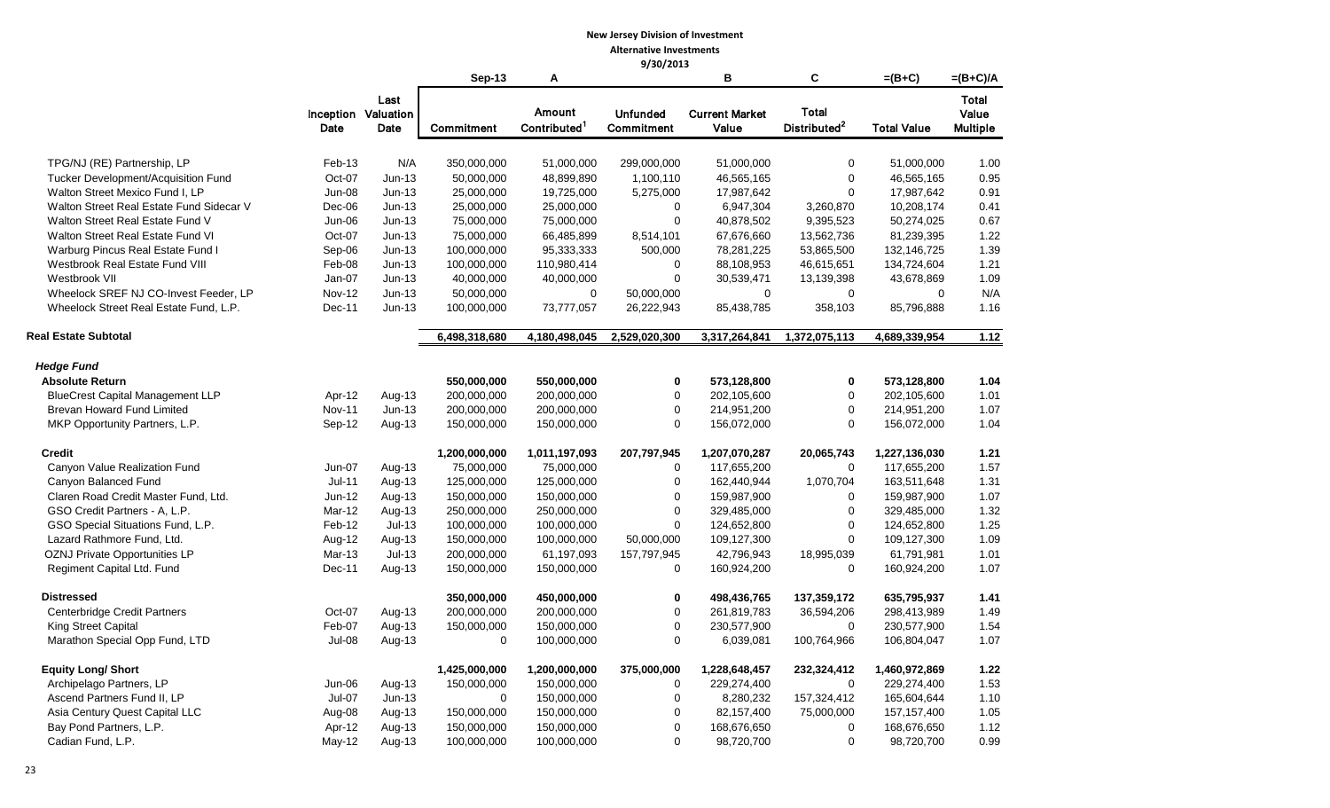**New Jersey Division of Investment**
**Alternative Investments**
**9/30/2013**

| | Inception Date | Last Valuation Date | Sep-13 Commitment | A Amount Contributed[1] | Unfunded Commitment | B Current Market Value | C Total Distributed[2] | =(B+C) Total Value | =(B+C)/A Total Value Multiple |
|---|---|---|---|---|---|---|---|---|---|
| TPG/NJ (RE) Partnership, LP | Feb-13 | N/A | 350,000,000 | 51,000,000 | 299,000,000 | 51,000,000 | 0 | 51,000,000 | 1.00 |
| Tucker Development/Acquisition Fund | Oct-07 | Jun-13 | 50,000,000 | 48,899,890 | 1,100,110 | 46,565,165 | 0 | 46,565,165 | 0.95 |
| Walton Street Mexico Fund I, LP | Jun-08 | Jun-13 | 25,000,000 | 19,725,000 | 5,275,000 | 17,987,642 | 0 | 17,987,642 | 0.91 |
| Walton Street Real Estate Fund Sidecar V | Dec-06 | Jun-13 | 25,000,000 | 25,000,000 | 0 | 6,947,304 | 3,260,870 | 10,208,174 | 0.41 |
| Walton Street Real Estate Fund V | Jun-06 | Jun-13 | 75,000,000 | 75,000,000 | 0 | 40,878,502 | 9,395,523 | 50,274,025 | 0.67 |
| Walton Street Real Estate Fund VI | Oct-07 | Jun-13 | 75,000,000 | 66,485,899 | 8,514,101 | 67,676,660 | 13,562,736 | 81,239,395 | 1.22 |
| Warburg Pincus Real Estate Fund I | Sep-06 | Jun-13 | 100,000,000 | 95,333,333 | 500,000 | 78,281,225 | 53,865,500 | 132,146,725 | 1.39 |
| Westbrook Real Estate Fund VIII | Feb-08 | Jun-13 | 100,000,000 | 110,980,414 | 0 | 88,108,953 | 46,615,651 | 134,724,604 | 1.21 |
| Westbrook VII | Jan-07 | Jun-13 | 40,000,000 | 40,000,000 | 0 | 30,539,471 | 13,139,398 | 43,678,869 | 1.09 |
| Wheelock SREF NJ CO-Invest Feeder, LP | Nov-12 | Jun-13 | 50,000,000 | 0 | 50,000,000 | 0 | 0 | 0 | N/A |
| Wheelock Street Real Estate Fund, L.P. | Dec-11 | Jun-13 | 100,000,000 | 73,777,057 | 26,222,943 | 85,438,785 | 358,103 | 85,796,888 | 1.16 |
| **Real Estate Subtotal** | | | **6,498,318,680** | **4,180,498,045** | **2,529,020,300** | **3,317,264,841** | **1,372,075,113** | **4,689,339,954** | **1.12** |
| ***Hedge Fund*** | | | | | | | | | |
| **Absolute Return** | | | **550,000,000** | **550,000,000** | **0** | **573,128,800** | **0** | **573,128,800** | **1.04** |
| BlueCrest Capital Management LLP | Apr-12 | Aug-13 | 200,000,000 | 200,000,000 | 0 | 202,105,600 | 0 | 202,105,600 | 1.01 |
| Brevan Howard Fund Limited | Nov-11 | Jun-13 | 200,000,000 | 200,000,000 | 0 | 214,951,200 | 0 | 214,951,200 | 1.07 |
| MKP Opportunity Partners, L.P. | Sep-12 | Aug-13 | 150,000,000 | 150,000,000 | 0 | 156,072,000 | 0 | 156,072,000 | 1.04 |
| **Credit** | | | **1,200,000,000** | **1,011,197,093** | **207,797,945** | **1,207,070,287** | **20,065,743** | **1,227,136,030** | **1.21** |
| Canyon Value Realization Fund | Jun-07 | Aug-13 | 75,000,000 | 75,000,000 | 0 | 117,655,200 | 0 | 117,655,200 | 1.57 |
| Canyon Balanced Fund | Jul-11 | Aug-13 | 125,000,000 | 125,000,000 | 0 | 162,440,944 | 1,070,704 | 163,511,648 | 1.31 |
| Claren Road Credit Master Fund, Ltd. | Jun-12 | Aug-13 | 150,000,000 | 150,000,000 | 0 | 159,987,900 | 0 | 159,987,900 | 1.07 |
| GSO Credit Partners - A, L.P. | Mar-12 | Aug-13 | 250,000,000 | 250,000,000 | 0 | 329,485,000 | 0 | 329,485,000 | 1.32 |
| GSO Special Situations Fund, L.P. | Feb-12 | Jul-13 | 100,000,000 | 100,000,000 | 0 | 124,652,800 | 0 | 124,652,800 | 1.25 |
| Lazard Rathmore Fund, Ltd. | Aug-12 | Aug-13 | 150,000,000 | 100,000,000 | 50,000,000 | 109,127,300 | 0 | 109,127,300 | 1.09 |
| OZNJ Private Opportunities LP | Mar-13 | Jul-13 | 200,000,000 | 61,197,093 | 157,797,945 | 42,796,943 | 18,995,039 | 61,791,981 | 1.01 |
| Regiment Capital Ltd. Fund | Dec-11 | Aug-13 | 150,000,000 | 150,000,000 | 0 | 160,924,200 | 0 | 160,924,200 | 1.07 |
| **Distressed** | | | **350,000,000** | **450,000,000** | **0** | **498,436,765** | **137,359,172** | **635,795,937** | **1.41** |
| Centerbridge Credit Partners | Oct-07 | Aug-13 | 200,000,000 | 200,000,000 | 0 | 261,819,783 | 36,594,206 | 298,413,989 | 1.49 |
| King Street Capital | Feb-07 | Aug-13 | 150,000,000 | 150,000,000 | 0 | 230,577,900 | 0 | 230,577,900 | 1.54 |
| Marathon Special Opp Fund, LTD | Jul-08 | Aug-13 | 0 | 100,000,000 | 0 | 6,039,081 | 100,764,966 | 106,804,047 | 1.07 |
| **Equity Long/ Short** | | | **1,425,000,000** | **1,200,000,000** | **375,000,000** | **1,228,648,457** | **232,324,412** | **1,460,972,869** | **1.22** |
| Archipelago Partners, LP | Jun-06 | Aug-13 | 150,000,000 | 150,000,000 | 0 | 229,274,400 | 0 | 229,274,400 | 1.53 |
| Ascend Partners Fund II, LP | Jul-07 | Jun-13 | 0 | 150,000,000 | 0 | 8,280,232 | 157,324,412 | 165,604,644 | 1.10 |
| Asia Century Quest Capital LLC | Aug-08 | Aug-13 | 150,000,000 | 150,000,000 | 0 | 82,157,400 | 75,000,000 | 157,157,400 | 1.05 |
| Bay Pond Partners, L.P. | Apr-12 | Aug-13 | 150,000,000 | 150,000,000 | 0 | 168,676,650 | 0 | 168,676,650 | 1.12 |
| Cadian Fund, L.P. | May-12 | Aug-13 | 100,000,000 | 100,000,000 | 0 | 98,720,700 | 0 | 98,720,700 | 0.99 |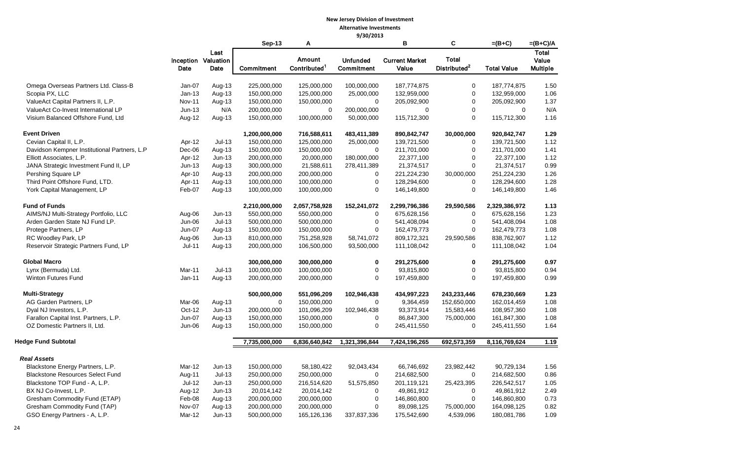**New Jersey Division of Investment**
**Alternative Investments**
**9/30/2013**

| | Inception Date | Last Valuation Date | Sep-13 Commitment | A Amount Contributed[1] | Unfunded Commitment | B Current Market Value | C Total Distributed[2] | =(B+C) Total Value | =(B+C)/A Total Value Multiple |
|---|---|---|---|---|---|---|---|---|---|
| Omega Overseas Partners Ltd. Class-B | Jan-07 | Aug-13 | 225,000,000 | 125,000,000 | 100,000,000 | 187,774,875 | 0 | 187,774,875 | 1.50 |
| Scopia PX, LLC | Jan-13 | Aug-13 | 150,000,000 | 125,000,000 | 25,000,000 | 132,959,000 | 0 | 132,959,000 | 1.06 |
| ValueAct Capital Partners II, L.P. | Nov-11 | Aug-13 | 150,000,000 | 150,000,000 | 0 | 205,092,900 | 0 | 205,092,900 | 1.37 |
| ValueAct Co-Invest International LP | Jun-13 | N/A | 200,000,000 | 0 | 200,000,000 | 0 | 0 | 0 | N/A |
| Visium Balanced Offshore Fund, Ltd | Aug-12 | Aug-13 | 150,000,000 | 100,000,000 | 50,000,000 | 115,712,300 | 0 | 115,712,300 | 1.16 |
| **Event Driven** | | | **1,200,000,000** | **716,588,611** | **483,411,389** | **890,842,747** | **30,000,000** | **920,842,747** | **1.29** |
| Cevian Capital II, L.P. | Apr-12 | Jul-13 | 150,000,000 | 125,000,000 | 25,000,000 | 139,721,500 | 0 | 139,721,500 | 1.12 |
| Davidson Kempner Institutional Partners, L.P | Dec-06 | Aug-13 | 150,000,000 | 150,000,000 | 0 | 211,701,000 | 0 | 211,701,000 | 1.41 |
| Elliott Associates, L.P. | Apr-12 | Jun-13 | 200,000,000 | 20,000,000 | 180,000,000 | 22,377,100 | 0 | 22,377,100 | 1.12 |
| JANA Strategic Investment Fund II, LP | Jun-13 | Aug-13 | 300,000,000 | 21,588,611 | 278,411,389 | 21,374,517 | 0 | 21,374,517 | 0.99 |
| Pershing Square LP | Apr-10 | Aug-13 | 200,000,000 | 200,000,000 | 0 | 221,224,230 | 30,000,000 | 251,224,230 | 1.26 |
| Third Point Offshore Fund, LTD. | Apr-11 | Aug-13 | 100,000,000 | 100,000,000 | 0 | 128,294,600 | 0 | 128,294,600 | 1.28 |
| York Capital Management, LP | Feb-07 | Aug-13 | 100,000,000 | 100,000,000 | 0 | 146,149,800 | 0 | 146,149,800 | 1.46 |
| **Fund of Funds** | | | **2,210,000,000** | **2,057,758,928** | **152,241,072** | **2,299,796,386** | **29,590,586** | **2,329,386,972** | **1.13** |
| AIMS/NJ Multi-Strategy Portfolio, LLC | Aug-06 | Jun-13 | 550,000,000 | 550,000,000 | 0 | 675,628,156 | 0 | 675,628,156 | 1.23 |
| Arden Garden State NJ Fund LP. | Jun-06 | Jul-13 | 500,000,000 | 500,000,000 | 0 | 541,408,094 | 0 | 541,408,094 | 1.08 |
| Protege Partners, LP | Jun-07 | Aug-13 | 150,000,000 | 150,000,000 | 0 | 162,479,773 | 0 | 162,479,773 | 1.08 |
| RC Woodley Park, LP | Aug-06 | Jun-13 | 810,000,000 | 751,258,928 | 58,741,072 | 809,172,321 | 29,590,586 | 838,762,907 | 1.12 |
| Reservoir Strategic Partners Fund, LP | Jul-11 | Aug-13 | 200,000,000 | 106,500,000 | 93,500,000 | 111,108,042 | 0 | 111,108,042 | 1.04 |
| **Global Macro** | | | **300,000,000** | **300,000,000** | **0** | **291,275,600** | **0** | **291,275,600** | **0.97** |
| Lynx (Bermuda) Ltd. | Mar-11 | Jul-13 | 100,000,000 | 100,000,000 | 0 | 93,815,800 | 0 | 93,815,800 | 0.94 |
| Winton Futures Fund | Jan-11 | Aug-13 | 200,000,000 | 200,000,000 | 0 | 197,459,800 | 0 | 197,459,800 | 0.99 |
| **Multi-Strategy** | | | **500,000,000** | **551,096,209** | **102,946,438** | **434,997,223** | **243,233,446** | **678,230,669** | **1.23** |
| AG Garden Partners, LP | Mar-06 | Aug-13 | 0 | 150,000,000 | 0 | 9,364,459 | 152,650,000 | 162,014,459 | 1.08 |
| Dyal NJ Investors, L.P. | Oct-12 | Jun-13 | 200,000,000 | 101,096,209 | 102,946,438 | 93,373,914 | 15,583,446 | 108,957,360 | 1.08 |
| Farallon Capital Inst. Partners, L.P. | Jun-07 | Aug-13 | 150,000,000 | 150,000,000 | 0 | 86,847,300 | 75,000,000 | 161,847,300 | 1.08 |
| OZ Domestic Partners II, Ltd. | Jun-06 | Aug-13 | 150,000,000 | 150,000,000 | 0 | 245,411,550 | 0 | 245,411,550 | 1.64 |
| **Hedge Fund Subtotal** | | | **7,735,000,000** | **6,836,640,842** | **1,321,396,844** | **7,424,196,265** | **692,573,359** | **8,116,769,624** | **1.19** |
| ***Real Assets*** | | | | | | | | | |
| Blackstone Energy Partners, L.P. | Mar-12 | Jun-13 | 150,000,000 | 58,180,422 | 92,043,434 | 66,746,692 | 23,982,442 | 90,729,134 | 1.56 |
| Blackstone Resources Select Fund | Aug-11 | Jul-13 | 250,000,000 | 250,000,000 | 0 | 214,682,500 | 0 | 214,682,500 | 0.86 |
| Blackstone TOP Fund - A, L.P. | Jul-12 | Jun-13 | 250,000,000 | 216,514,620 | 51,575,850 | 201,119,121 | 25,423,395 | 226,542,517 | 1.05 |
| BX NJ Co-Invest, L.P. | Aug-12 | Jun-13 | 20,014,142 | 20,014,142 | 0 | 49,861,912 | 0 | 49,861,912 | 2.49 |
| Gresham Commodity Fund (ETAP) | Feb-08 | Aug-13 | 200,000,000 | 200,000,000 | 0 | 146,860,800 | 0 | 146,860,800 | 0.73 |
| Gresham Commodity Fund (TAP) | Nov-07 | Aug-13 | 200,000,000 | 200,000,000 | 0 | 89,098,125 | 75,000,000 | 164,098,125 | 0.82 |
| GSO Energy Partners - A, L.P. | Mar-12 | Jun-13 | 500,000,000 | 165,126,136 | 337,837,336 | 175,542,690 | 4,539,096 | 180,081,786 | 1.09 |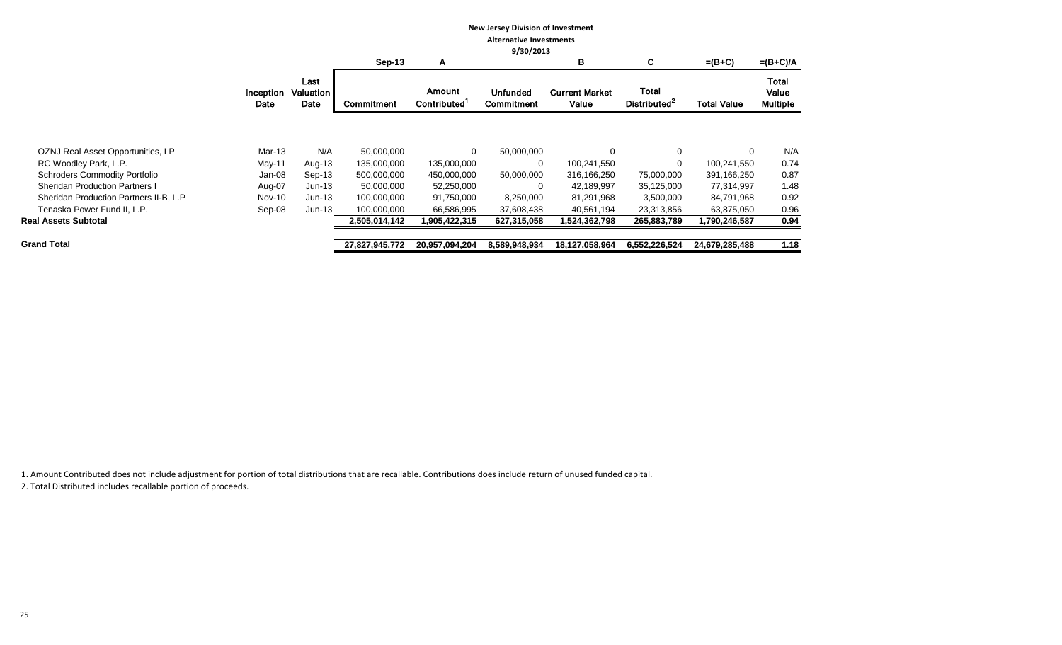**New Jersey Division of Investment**

**Alternative Investments**

**9/30/2013**

| | Inception Date | Last Valuation Date | Sep-13 Commitment | A Amount Contributed[1] | Unfunded Commitment | B Current Market Value | C Total Distributed[2] | =(B+C) Total Value | =(B+C)/A Total Value Multiple |
|---|---|---|---|---|---|---|---|---|---|
| OZNJ Real Asset Opportunities, LP | Mar-13 | N/A | 50,000,000 | 0 | 50,000,000 | 0 | 0 | 0 | N/A |
| RC Woodley Park, L.P. | May-11 | Aug-13 | 135,000,000 | 135,000,000 | 0 | 100,241,550 | 0 | 100,241,550 | 0.74 |
| Schroders Commodity Portfolio | Jan-08 | Sep-13 | 500,000,000 | 450,000,000 | 50,000,000 | 316,166,250 | 75,000,000 | 391,166,250 | 0.87 |
| Sheridan Production Partners I | Aug-07 | Jun-13 | 50,000,000 | 52,250,000 | 0 | 42,189,997 | 35,125,000 | 77,314,997 | 1.48 |
| Sheridan Production Partners II-B, L.P | Nov-10 | Jun-13 | 100,000,000 | 91,750,000 | 8,250,000 | 81,291,968 | 3,500,000 | 84,791,968 | 0.92 |
| Tenaska Power Fund II, L.P. | Sep-08 | Jun-13 | 100,000,000 | 66,586,995 | 37,608,438 | 40,561,194 | 23,313,856 | 63,875,050 | 0.96 |
| **Real Assets Subtotal** | | | **2,505,014,142** | **1,905,422,315** | **627,315,058** | **1,524,362,798** | **265,883,789** | **1,790,246,587** | **0.94** |
| **Grand Total** | | | **27,827,945,772** | **20,957,094,204** | **8,589,948,934** | **18,127,058,964** | **6,552,226,524** | **24,679,285,488** | **1.18** |

1. Amount Contributed does not include adjustment for portion of total distributions that are recallable. Contributions does include return of unused funded capital.

2. Total Distributed includes recallable portion of proceeds.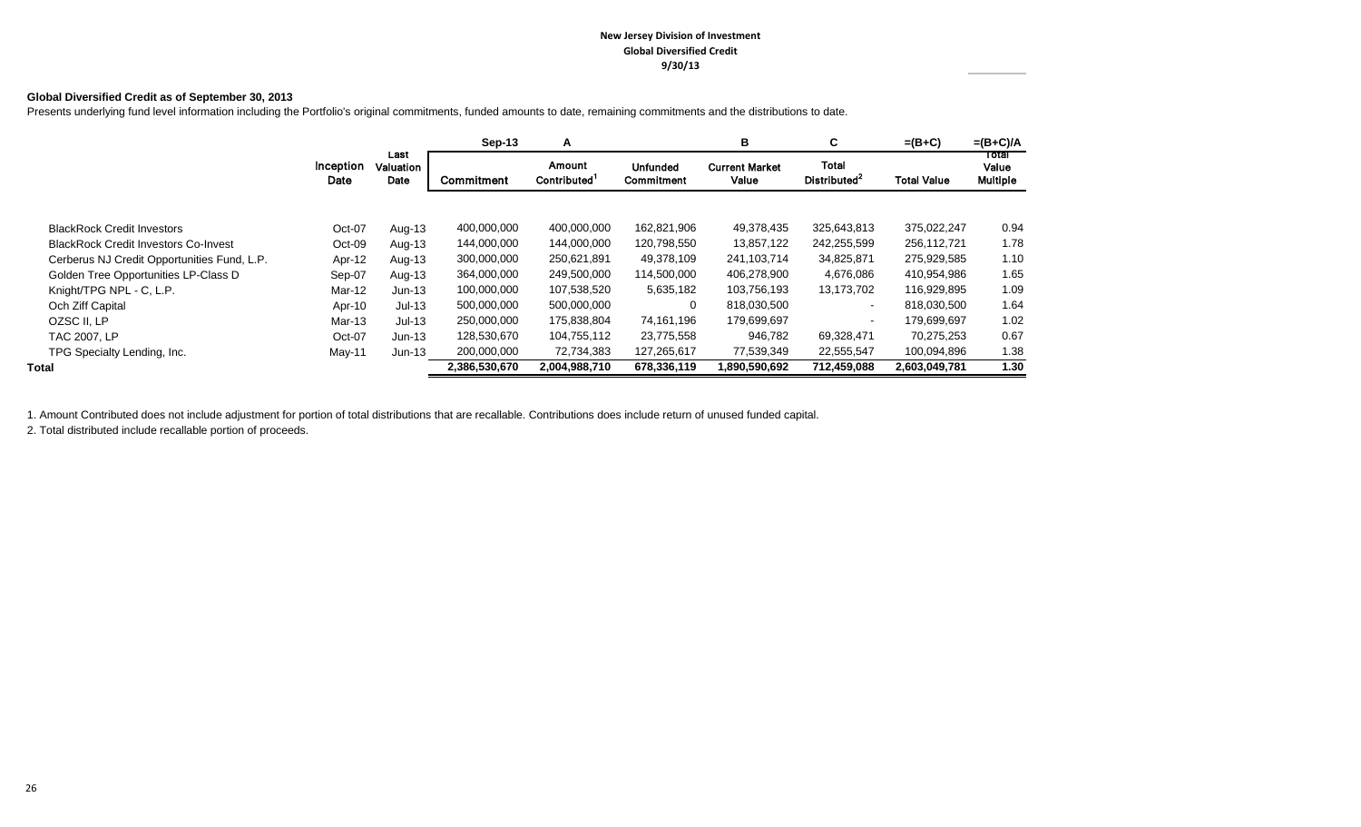**New Jersey Division of Investment**
**Global Diversified Credit**
**9/30/13**

**Global Diversified Credit as of September 30, 2013**

Presents underlying fund level information including the Portfolio's original commitments, funded amounts to date, remaining commitments and the distributions to date.

| | | | Sep-13 | A | | B | C | =(B+C) | =(B+C)/A |
|---|---|---|---|---|---|---|---|---|---|
| | Inception Date | Last Valuation Date | Commitment | Amount Contributed[1] | Unfunded Commitment | Current Market Value | Total Distributed[2] | Total Value | Total Value Multiple |
| BlackRock Credit Investors | Oct-07 | Aug-13 | 400,000,000 | 400,000,000 | 162,821,906 | 49,378,435 | 325,643,813 | 375,022,247 | 0.94 |
| BlackRock Credit Investors Co-Invest | Oct-09 | Aug-13 | 144,000,000 | 144,000,000 | 120,798,550 | 13,857,122 | 242,255,599 | 256,112,721 | 1.78 |
| Cerberus NJ Credit Opportunities Fund, L.P. | Apr-12 | Aug-13 | 300,000,000 | 250,621,891 | 49,378,109 | 241,103,714 | 34,825,871 | 275,929,585 | 1.10 |
| Golden Tree Opportunities LP-Class D | Sep-07 | Aug-13 | 364,000,000 | 249,500,000 | 114,500,000 | 406,278,900 | 4,676,086 | 410,954,986 | 1.65 |
| Knight/TPG NPL - C, L.P. | Mar-12 | Jun-13 | 100,000,000 | 107,538,520 | 5,635,182 | 103,756,193 | 13,173,702 | 116,929,895 | 1.09 |
| Och Ziff Capital | Apr-10 | Jul-13 | 500,000,000 | 500,000,000 | 0 | 818,030,500 | - | 818,030,500 | 1.64 |
| OZSC II, LP | Mar-13 | Jul-13 | 250,000,000 | 175,838,804 | 74,161,196 | 179,699,697 | - | 179,699,697 | 1.02 |
| TAC 2007, LP | Oct-07 | Jun-13 | 128,530,670 | 104,755,112 | 23,775,558 | 946,782 | 69,328,471 | 70,275,253 | 0.67 |
| TPG Specialty Lending, Inc. | May-11 | Jun-13 | 200,000,000 | 72,734,383 | 127,265,617 | 77,539,349 | 22,555,547 | 100,094,896 | 1.38 |
| **Total** | | | **2,386,530,670** | **2,004,988,710** | **678,336,119** | **1,890,590,692** | **712,459,088** | **2,603,049,781** | **1.30** |

1. Amount Contributed does not include adjustment for portion of total distributions that are recallable. Contributions does include return of unused funded capital.

2. Total distributed include recallable portion of proceeds.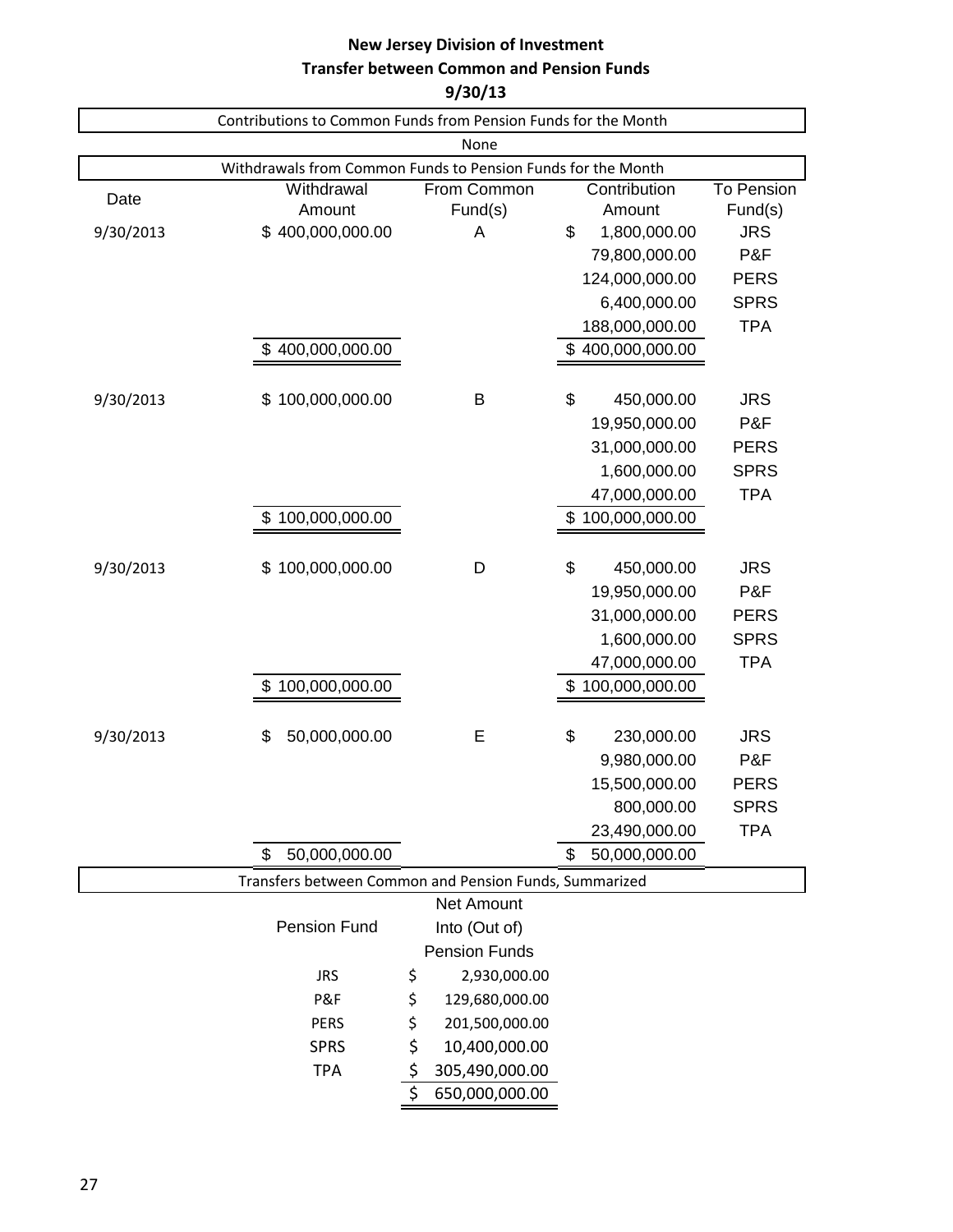**New Jersey Division of Investment**

**Transfer between Common and Pension Funds**

**9/30/13**

Contributions to Common Funds from Pension Funds for the Month

None

Withdrawals from Common Funds to Pension Funds for the Month

| Date | Withdrawal Amount | From Common Fund(s) | Contribution Amount | To Pension Fund(s) |
|---|---|---|---|---|
| 9/30/2013 | $ 400,000,000.00 | A | $ 1,800,000.00 | JRS |
| | | | 79,800,000.00 | P&F |
| | | | 124,000,000.00 | PERS |
| | | | 6,400,000.00 | SPRS |
| | | | 188,000,000.00 | TPA |
| | $ 400,000,000.00 | | $ 400,000,000.00 | |
| 9/30/2013 | $ 100,000,000.00 | B | $ 450,000.00 | JRS |
| | | | 19,950,000.00 | P&F |
| | | | 31,000,000.00 | PERS |
| | | | 1,600,000.00 | SPRS |
| | | | 47,000,000.00 | TPA |
| | $ 100,000,000.00 | | $ 100,000,000.00 | |
| 9/30/2013 | $ 100,000,000.00 | D | $ 450,000.00 | JRS |
| | | | 19,950,000.00 | P&F |
| | | | 31,000,000.00 | PERS |
| | | | 1,600,000.00 | SPRS |
| | | | 47,000,000.00 | TPA |
| | $ 100,000,000.00 | | $ 100,000,000.00 | |
| 9/30/2013 | $ 50,000,000.00 | E | $ 230,000.00 | JRS |
| | | | 9,980,000.00 | P&F |
| | | | 15,500,000.00 | PERS |
| | | | 800,000.00 | SPRS |
| | | | 23,490,000.00 | TPA |
| | $ 50,000,000.00 | | $ 50,000,000.00 | |

Transfers between Common and Pension Funds, Summarized

| Pension Fund | Net Amount Into (Out of) Pension Funds |
|---|---|
| JRS | $ 2,930,000.00 |
| P&F | $ 129,680,000.00 |
| PERS | $ 201,500,000.00 |
| SPRS | $ 10,400,000.00 |
| TPA | $ 305,490,000.00 |
| | $ 650,000,000.00 |